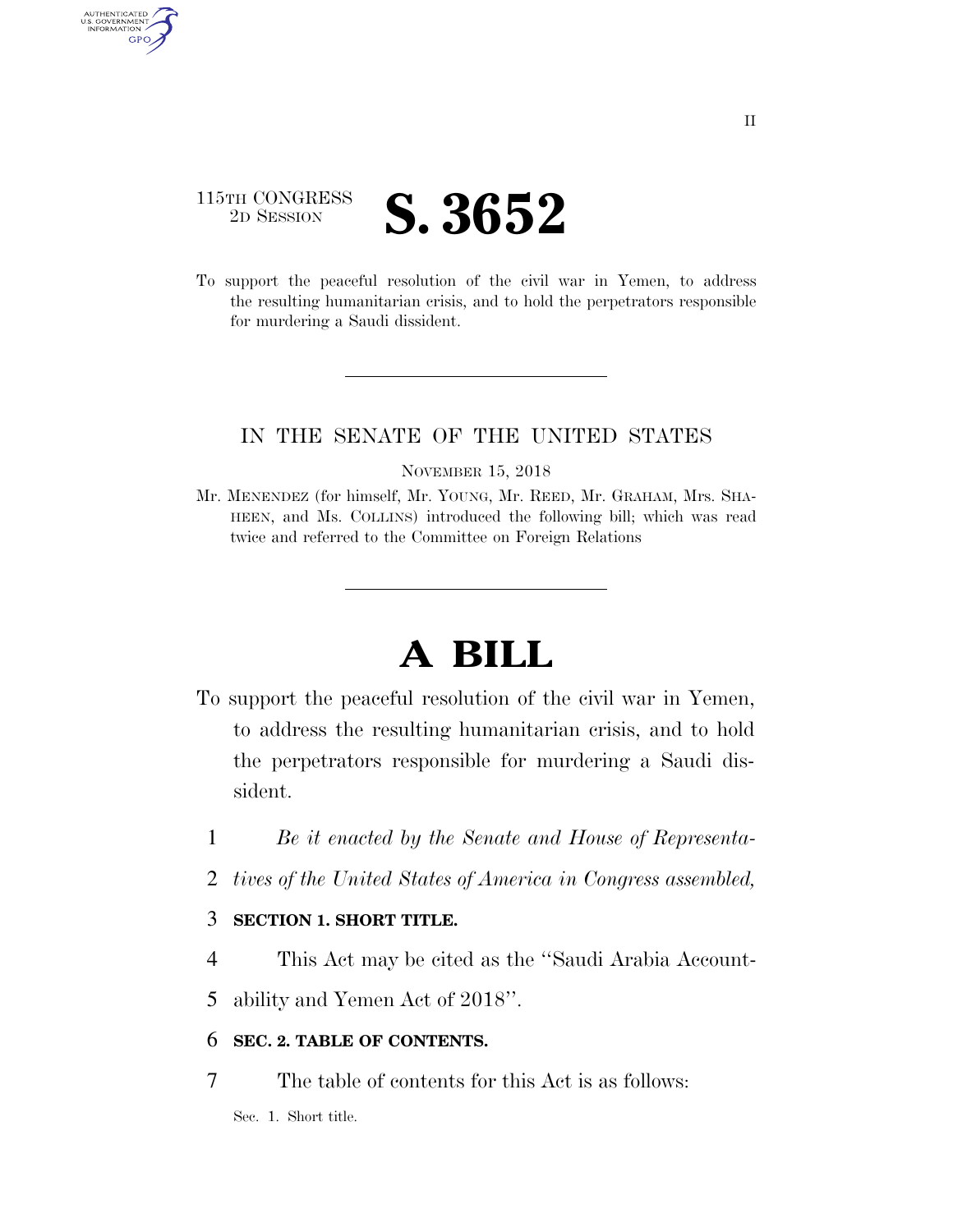115TH CONGRESS
2D SESSION

# S. 3652

To support the peaceful resolution of the civil war in Yemen, to address the resulting humanitarian crisis, and to hold the perpetrators responsible for murdering a Saudi dissident.

IN THE SENATE OF THE UNITED STATES

NOVEMBER 15, 2018

Mr. MENENDEZ (for himself, Mr. YOUNG, Mr. REED, Mr. GRAHAM, Mrs. SHAHEEN, and Ms. COLLINS) introduced the following bill; which was read twice and referred to the Committee on Foreign Relations

# A BILL

To support the peaceful resolution of the civil war in Yemen, to address the resulting humanitarian crisis, and to hold the perpetrators responsible for murdering a Saudi dissident.

*Be it enacted by the Senate and House of Representatives of the United States of America in Congress assembled,*

**SECTION 1. SHORT TITLE.**

This Act may be cited as the ''Saudi Arabia Accountability and Yemen Act of 2018''.

**SEC. 2. TABLE OF CONTENTS.**

The table of contents for this Act is as follows:

Sec. 1. Short title.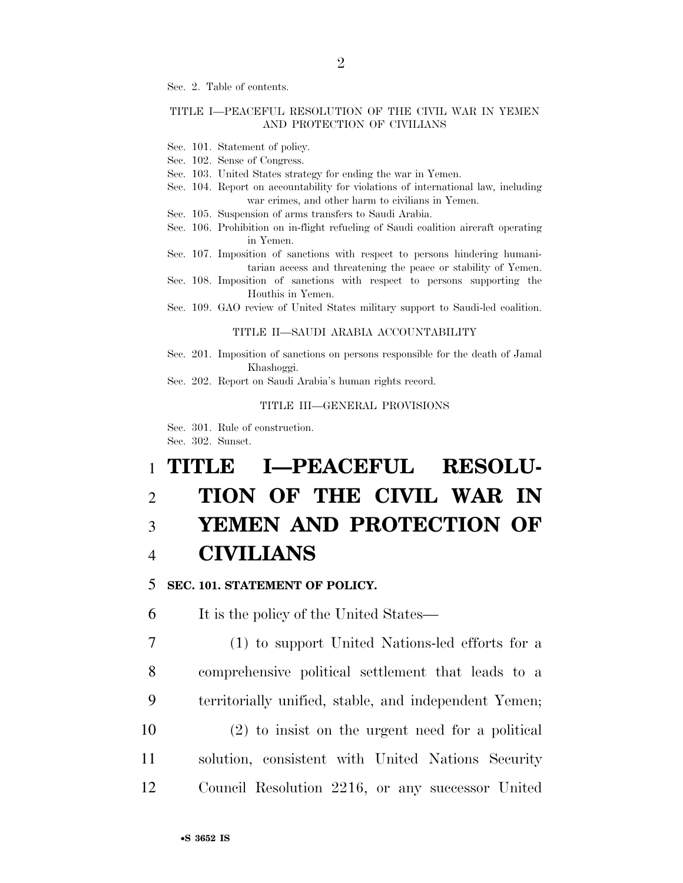Sec. 2. Table of contents.

TITLE I—PEACEFUL RESOLUTION OF THE CIVIL WAR IN YEMEN AND PROTECTION OF CIVILIANS

- Sec. 101. Statement of policy.
- Sec. 102. Sense of Congress.
- Sec. 103. United States strategy for ending the war in Yemen.
- Sec. 104. Report on accountability for violations of international law, including war crimes, and other harm to civilians in Yemen.
- Sec. 105. Suspension of arms transfers to Saudi Arabia.
- Sec. 106. Prohibition on in-flight refueling of Saudi coalition aircraft operating in Yemen.
- Sec. 107. Imposition of sanctions with respect to persons hindering humanitarian access and threatening the peace or stability of Yemen.
- Sec. 108. Imposition of sanctions with respect to persons supporting the Houthis in Yemen.
- Sec. 109. GAO review of United States military support to Saudi-led coalition.

TITLE II—SAUDI ARABIA ACCOUNTABILITY

- Sec. 201. Imposition of sanctions on persons responsible for the death of Jamal Khashoggi.
- Sec. 202. Report on Saudi Arabia's human rights record.

TITLE III—GENERAL PROVISIONS

- Sec. 301. Rule of construction.
- Sec. 302. Sunset.

# TITLE I—PEACEFUL RESOLUTION OF THE CIVIL WAR IN YEMEN AND PROTECTION OF CIVILIANS

### SEC. 101. STATEMENT OF POLICY.

It is the policy of the United States—

(1) to support United Nations-led efforts for a comprehensive political settlement that leads to a territorially unified, stable, and independent Yemen;

(2) to insist on the urgent need for a political solution, consistent with United Nations Security Council Resolution 2216, or any successor United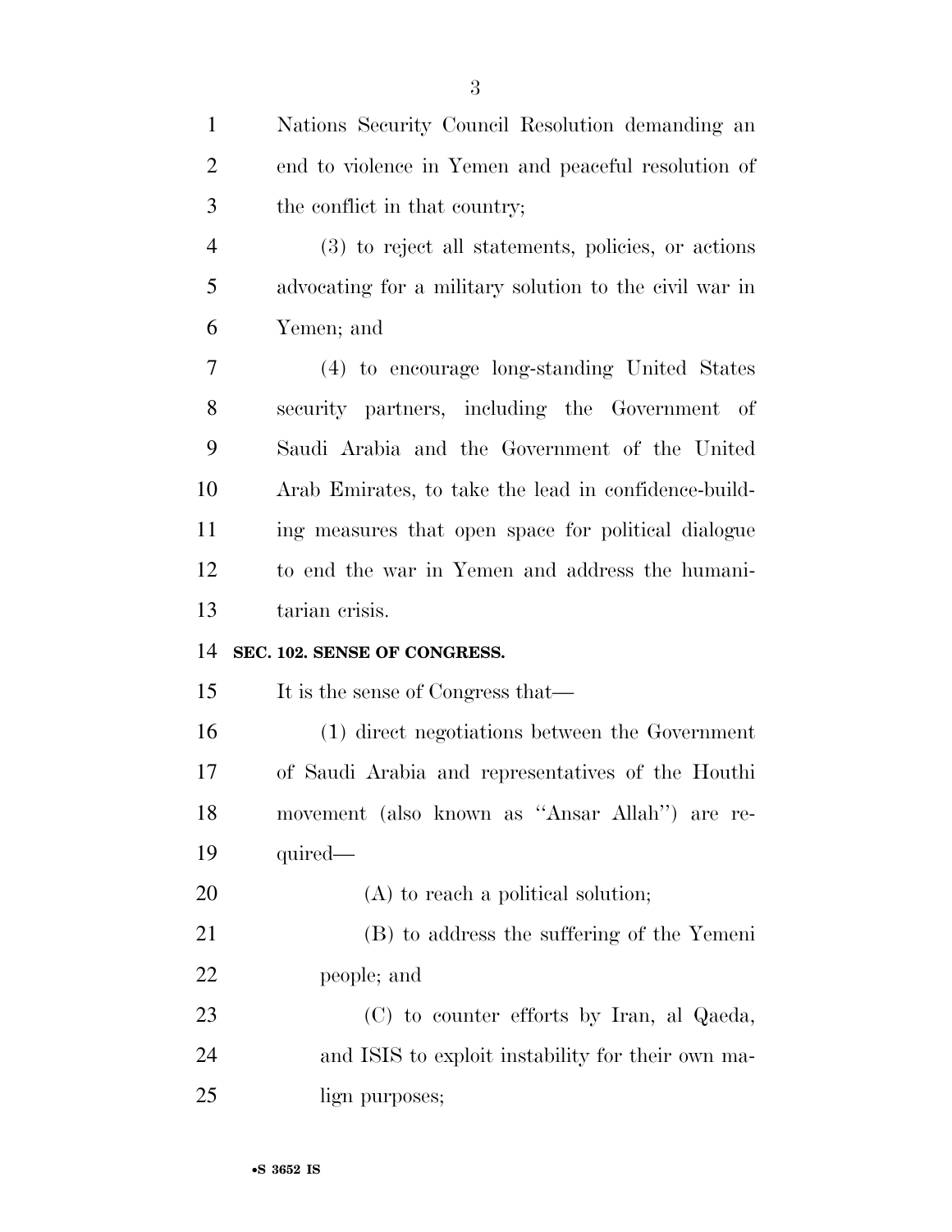Nations Security Council Resolution demanding an end to violence in Yemen and peaceful resolution of the conflict in that country;

(3) to reject all statements, policies, or actions advocating for a military solution to the civil war in Yemen; and

(4) to encourage long-standing United States security partners, including the Government of Saudi Arabia and the Government of the United Arab Emirates, to take the lead in confidence-building measures that open space for political dialogue to end the war in Yemen and address the humanitarian crisis.

**SEC. 102. SENSE OF CONGRESS.**

It is the sense of Congress that—

(1) direct negotiations between the Government of Saudi Arabia and representatives of the Houthi movement (also known as ''Ansar Allah'') are required—

(A) to reach a political solution;

(B) to address the suffering of the Yemeni people; and

(C) to counter efforts by Iran, al Qaeda, and ISIS to exploit instability for their own malign purposes;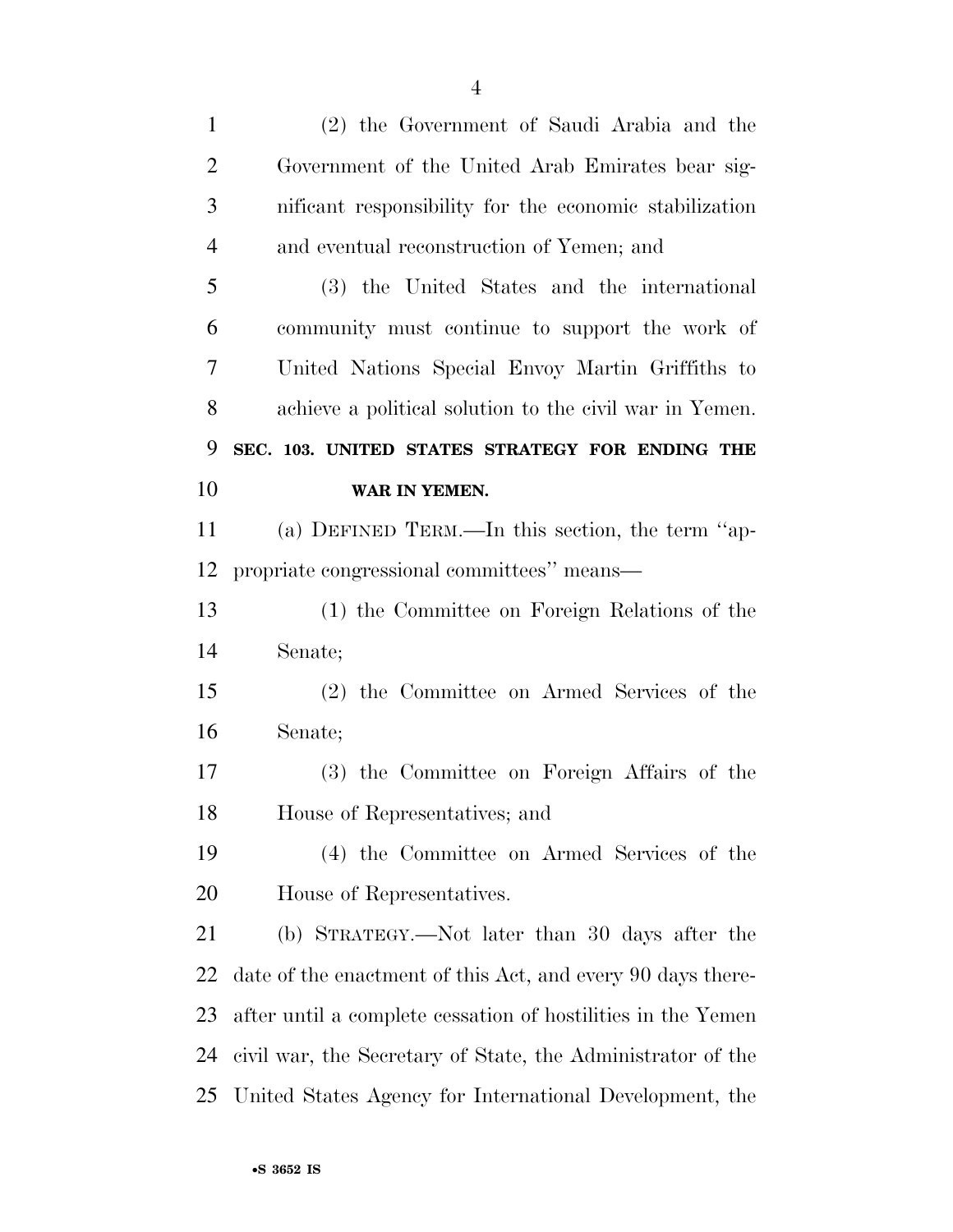(2) the Government of Saudi Arabia and the Government of the United Arab Emirates bear significant responsibility for the economic stabilization and eventual reconstruction of Yemen; and

(3) the United States and the international community must continue to support the work of United Nations Special Envoy Martin Griffiths to achieve a political solution to the civil war in Yemen.

**SEC. 103. UNITED STATES STRATEGY FOR ENDING THE WAR IN YEMEN.**

(a) DEFINED TERM.—In this section, the term ''appropriate congressional committees'' means—

(1) the Committee on Foreign Relations of the Senate;

(2) the Committee on Armed Services of the Senate;

(3) the Committee on Foreign Affairs of the House of Representatives; and

(4) the Committee on Armed Services of the House of Representatives.

(b) STRATEGY.—Not later than 30 days after the date of the enactment of this Act, and every 90 days thereafter until a complete cessation of hostilities in the Yemen civil war, the Secretary of State, the Administrator of the United States Agency for International Development, the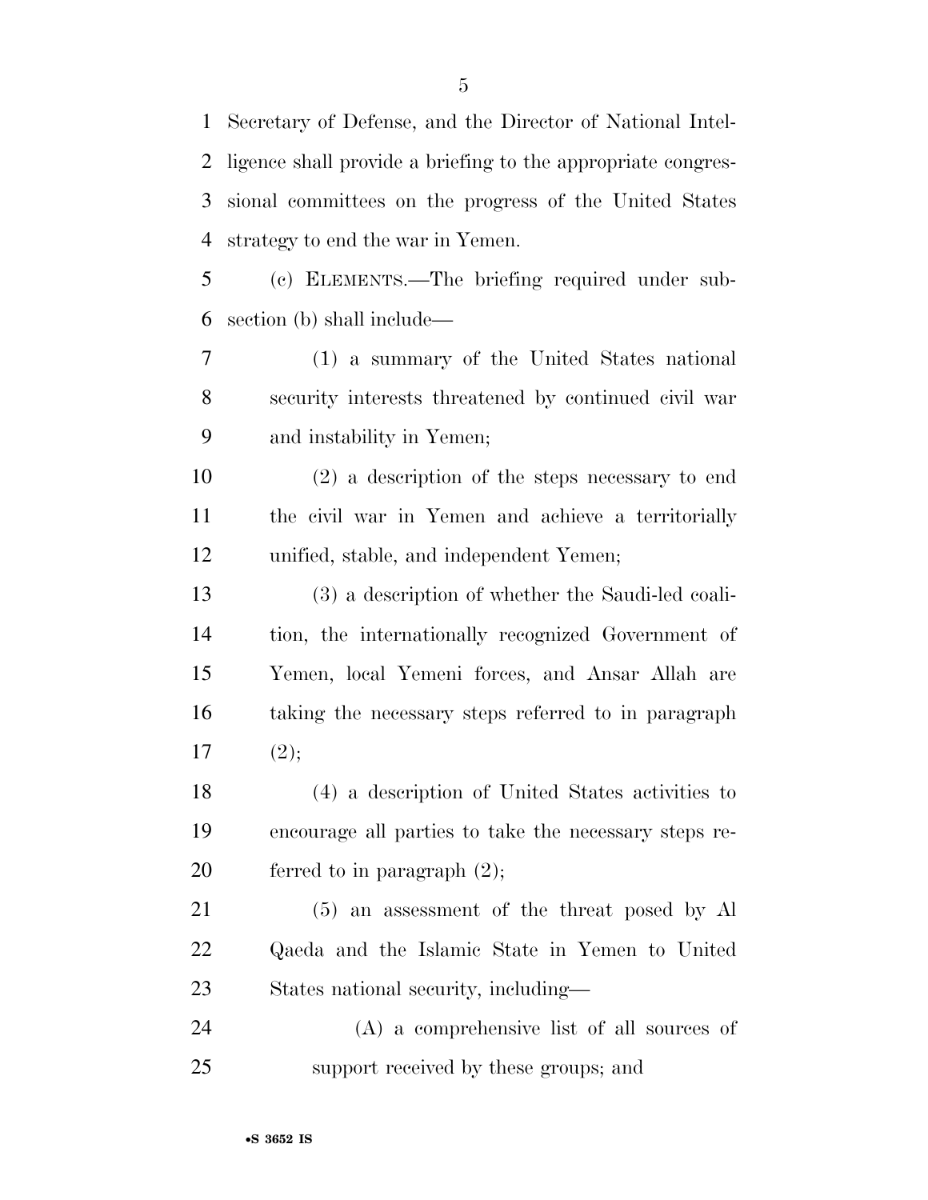Secretary of Defense, and the Director of National Intelligence shall provide a briefing to the appropriate congressional committees on the progress of the United States strategy to end the war in Yemen.

(c) ELEMENTS.—The briefing required under subsection (b) shall include—

(1) a summary of the United States national security interests threatened by continued civil war and instability in Yemen;

(2) a description of the steps necessary to end the civil war in Yemen and achieve a territorially unified, stable, and independent Yemen;

(3) a description of whether the Saudi-led coalition, the internationally recognized Government of Yemen, local Yemeni forces, and Ansar Allah are taking the necessary steps referred to in paragraph (2);

(4) a description of United States activities to encourage all parties to take the necessary steps referred to in paragraph (2);

(5) an assessment of the threat posed by Al Qaeda and the Islamic State in Yemen to United States national security, including—

(A) a comprehensive list of all sources of support received by these groups; and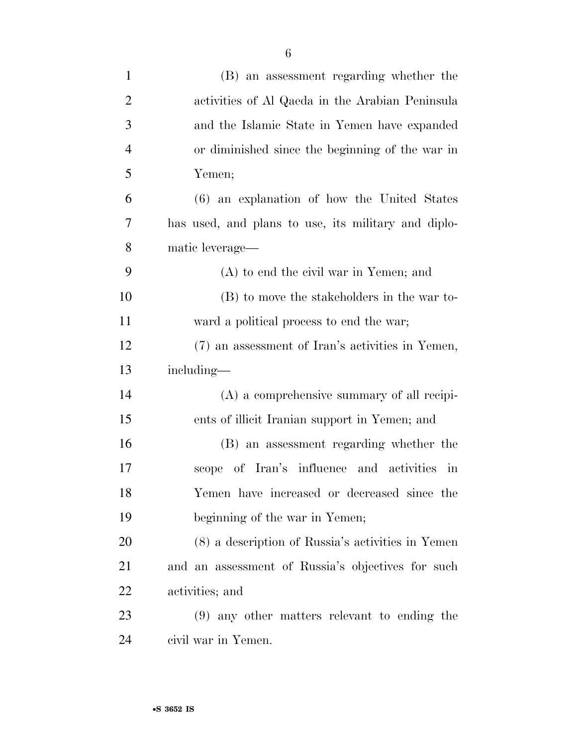(B) an assessment regarding whether the activities of Al Qaeda in the Arabian Peninsula and the Islamic State in Yemen have expanded or diminished since the beginning of the war in Yemen;

(6) an explanation of how the United States has used, and plans to use, its military and diplomatic leverage—

(A) to end the civil war in Yemen; and

(B) to move the stakeholders in the war toward a political process to end the war;

(7) an assessment of Iran's activities in Yemen, including—

(A) a comprehensive summary of all recipients of illicit Iranian support in Yemen; and

(B) an assessment regarding whether the scope of Iran's influence and activities in Yemen have increased or decreased since the beginning of the war in Yemen;

(8) a description of Russia's activities in Yemen and an assessment of Russia's objectives for such activities; and

(9) any other matters relevant to ending the civil war in Yemen.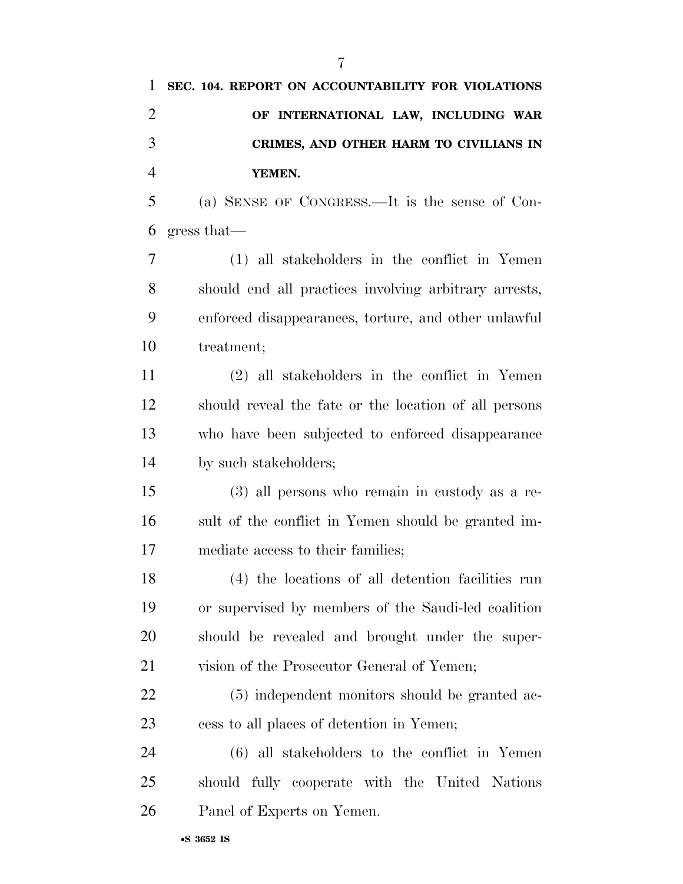**SEC. 104. REPORT ON ACCOUNTABILITY FOR VIOLATIONS OF INTERNATIONAL LAW, INCLUDING WAR CRIMES, AND OTHER HARM TO CIVILIANS IN YEMEN.**

(a) SENSE OF CONGRESS.—It is the sense of Congress that—

(1) all stakeholders in the conflict in Yemen should end all practices involving arbitrary arrests, enforced disappearances, torture, and other unlawful treatment;

(2) all stakeholders in the conflict in Yemen should reveal the fate or the location of all persons who have been subjected to enforced disappearance by such stakeholders;

(3) all persons who remain in custody as a result of the conflict in Yemen should be granted immediate access to their families;

(4) the locations of all detention facilities run or supervised by members of the Saudi-led coalition should be revealed and brought under the supervision of the Prosecutor General of Yemen;

(5) independent monitors should be granted access to all places of detention in Yemen;

(6) all stakeholders to the conflict in Yemen should fully cooperate with the United Nations Panel of Experts on Yemen.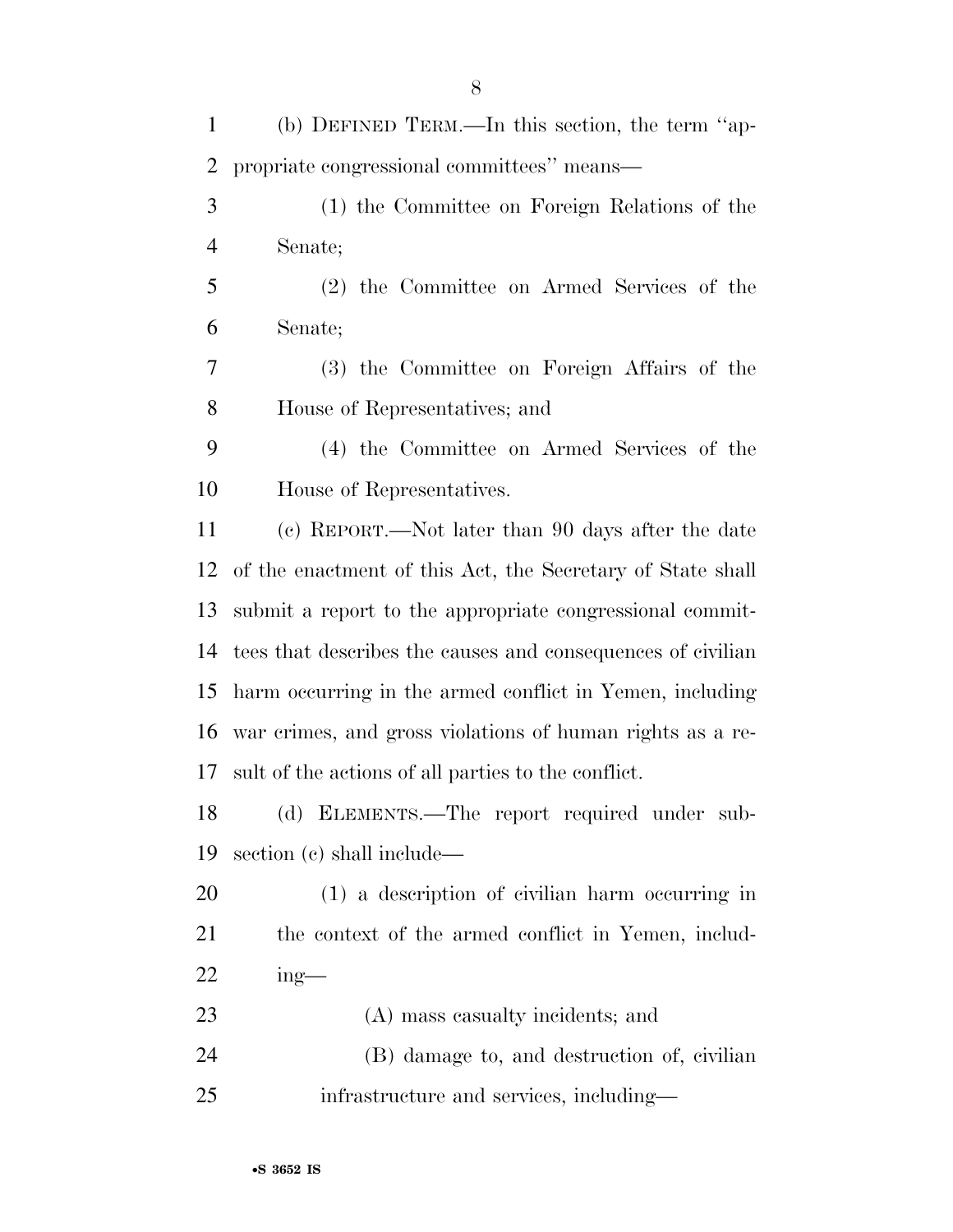(b) DEFINED TERM.—In this section, the term ''appropriate congressional committees'' means—

(1) the Committee on Foreign Relations of the Senate;

(2) the Committee on Armed Services of the Senate;

(3) the Committee on Foreign Affairs of the House of Representatives; and

(4) the Committee on Armed Services of the House of Representatives.

(c) REPORT.—Not later than 90 days after the date of the enactment of this Act, the Secretary of State shall submit a report to the appropriate congressional committees that describes the causes and consequences of civilian harm occurring in the armed conflict in Yemen, including war crimes, and gross violations of human rights as a result of the actions of all parties to the conflict.

(d) ELEMENTS.—The report required under subsection (c) shall include—

(1) a description of civilian harm occurring in the context of the armed conflict in Yemen, including—

(A) mass casualty incidents; and

(B) damage to, and destruction of, civilian infrastructure and services, including—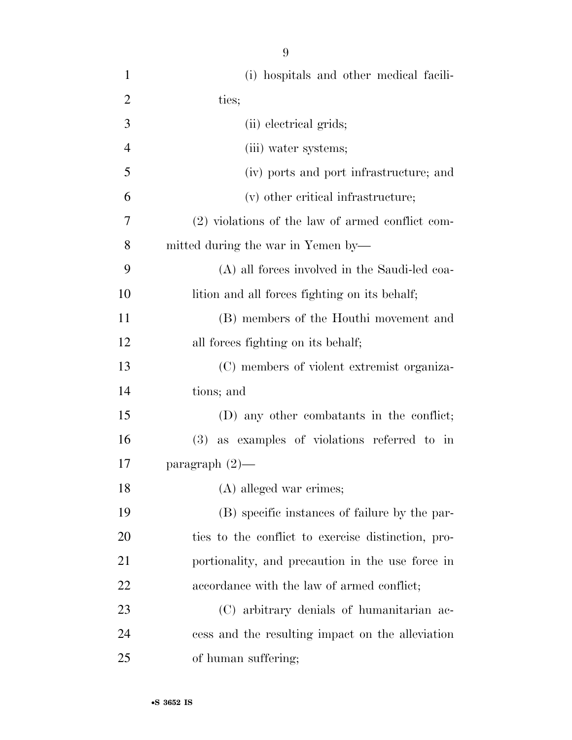(i) hospitals and other medical facilities;

(ii) electrical grids;

(iii) water systems;

(iv) ports and port infrastructure; and

(v) other critical infrastructure;

(2) violations of the law of armed conflict committed during the war in Yemen by—

(A) all forces involved in the Saudi-led coalition and all forces fighting on its behalf;

(B) members of the Houthi movement and all forces fighting on its behalf;

(C) members of violent extremist organizations; and

(D) any other combatants in the conflict;

(3) as examples of violations referred to in paragraph (2)—

(A) alleged war crimes;

(B) specific instances of failure by the parties to the conflict to exercise distinction, proportionality, and precaution in the use force in accordance with the law of armed conflict;

(C) arbitrary denials of humanitarian access and the resulting impact on the alleviation of human suffering;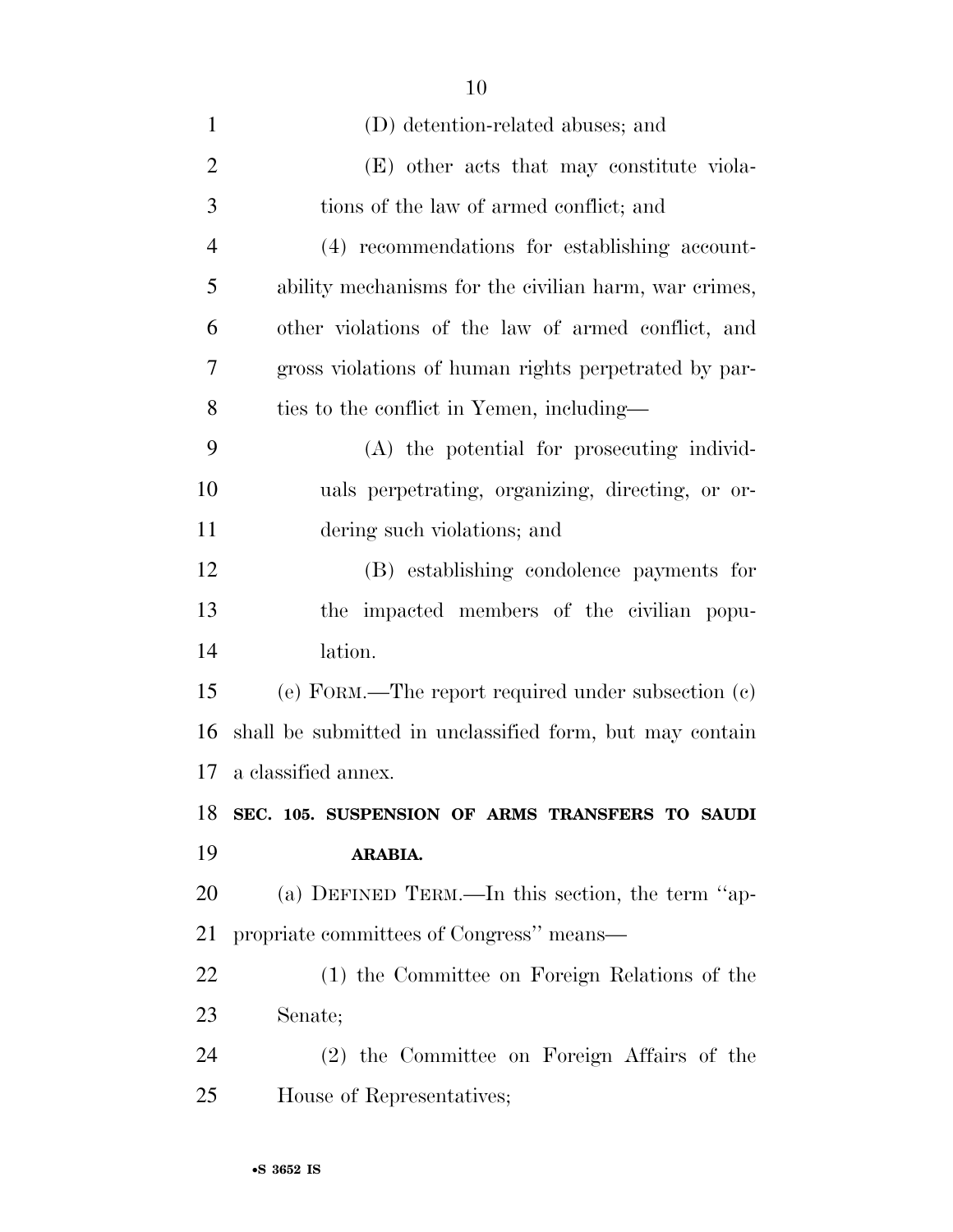(D) detention-related abuses; and

(E) other acts that may constitute violations of the law of armed conflict; and

(4) recommendations for establishing accountability mechanisms for the civilian harm, war crimes, other violations of the law of armed conflict, and gross violations of human rights perpetrated by parties to the conflict in Yemen, including—

(A) the potential for prosecuting individuals perpetrating, organizing, directing, or ordering such violations; and

(B) establishing condolence payments for the impacted members of the civilian population.

(e) FORM.—The report required under subsection (c) shall be submitted in unclassified form, but may contain a classified annex.

**SEC. 105. SUSPENSION OF ARMS TRANSFERS TO SAUDI ARABIA.**

(a) DEFINED TERM.—In this section, the term ''appropriate committees of Congress'' means—

(1) the Committee on Foreign Relations of the Senate;

(2) the Committee on Foreign Affairs of the House of Representatives;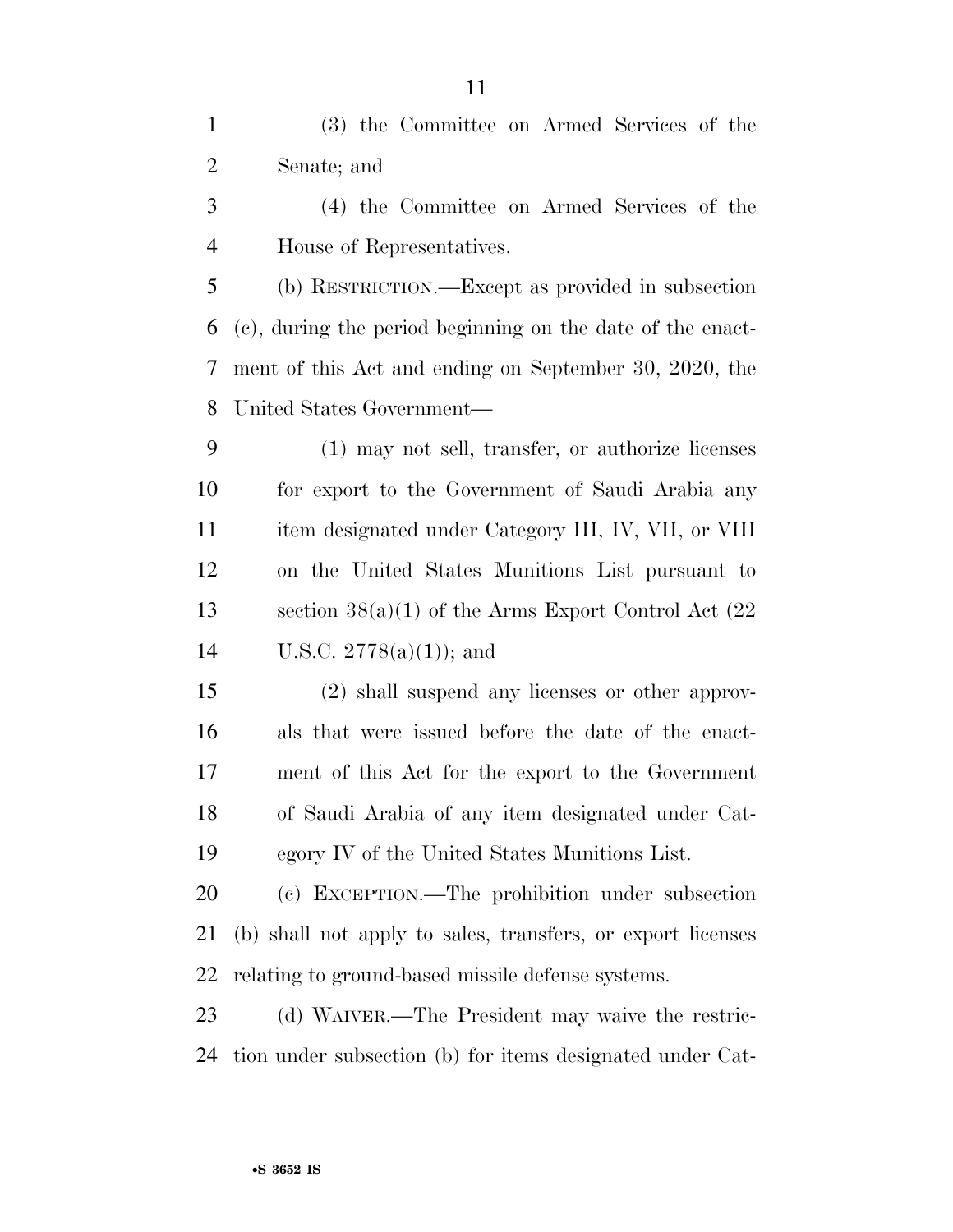(3) the Committee on Armed Services of the Senate; and

(4) the Committee on Armed Services of the House of Representatives.

(b) RESTRICTION.—Except as provided in subsection (c), during the period beginning on the date of the enactment of this Act and ending on September 30, 2020, the United States Government—

(1) may not sell, transfer, or authorize licenses for export to the Government of Saudi Arabia any item designated under Category III, IV, VII, or VIII on the United States Munitions List pursuant to section 38(a)(1) of the Arms Export Control Act (22 U.S.C. 2778(a)(1)); and

(2) shall suspend any licenses or other approvals that were issued before the date of the enactment of this Act for the export to the Government of Saudi Arabia of any item designated under Category IV of the United States Munitions List.

(c) EXCEPTION.—The prohibition under subsection (b) shall not apply to sales, transfers, or export licenses relating to ground-based missile defense systems.

(d) WAIVER.—The President may waive the restriction under subsection (b) for items designated under Cat-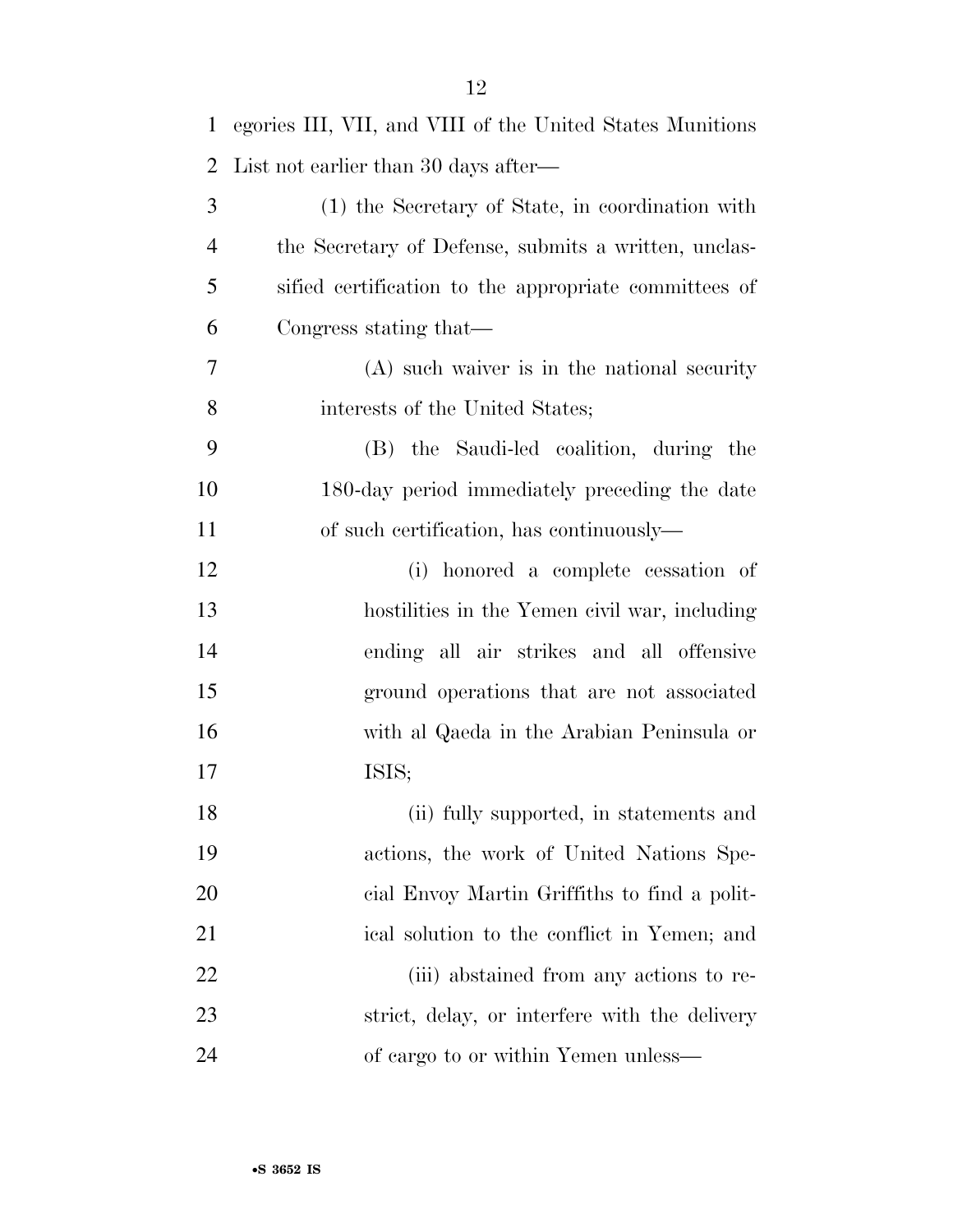egories III, VII, and VIII of the United States Munitions List not earlier than 30 days after—

(1) the Secretary of State, in coordination with the Secretary of Defense, submits a written, unclassified certification to the appropriate committees of Congress stating that—

(A) such waiver is in the national security interests of the United States;

(B) the Saudi-led coalition, during the 180-day period immediately preceding the date of such certification, has continuously—

(i) honored a complete cessation of hostilities in the Yemen civil war, including ending all air strikes and all offensive ground operations that are not associated with al Qaeda in the Arabian Peninsula or ISIS;

(ii) fully supported, in statements and actions, the work of United Nations Special Envoy Martin Griffiths to find a political solution to the conflict in Yemen; and

(iii) abstained from any actions to restrict, delay, or interfere with the delivery of cargo to or within Yemen unless—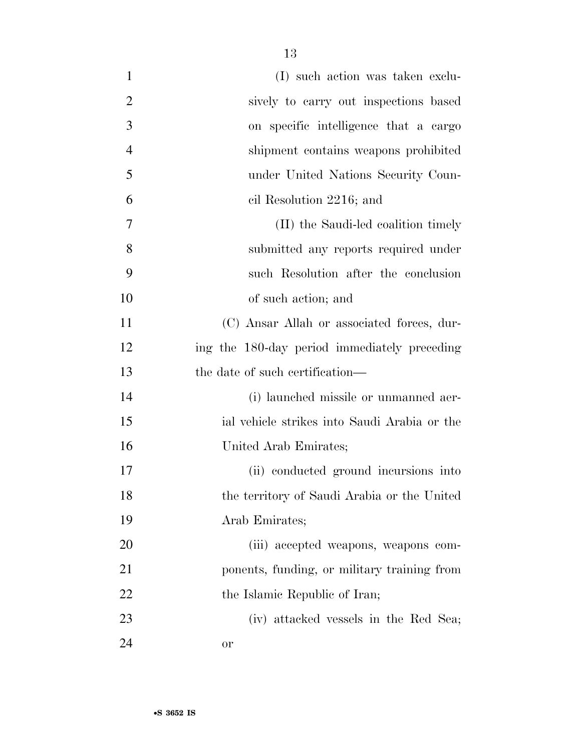(I) such action was taken exclusively to carry out inspections based on specific intelligence that a cargo shipment contains weapons prohibited under United Nations Security Council Resolution 2216; and

(II) the Saudi-led coalition timely submitted any reports required under such Resolution after the conclusion of such action; and

(C) Ansar Allah or associated forces, during the 180-day period immediately preceding the date of such certification—

(i) launched missile or unmanned aerial vehicle strikes into Saudi Arabia or the United Arab Emirates;

(ii) conducted ground incursions into the territory of Saudi Arabia or the United Arab Emirates;

(iii) accepted weapons, weapons components, funding, or military training from the Islamic Republic of Iran;

(iv) attacked vessels in the Red Sea; or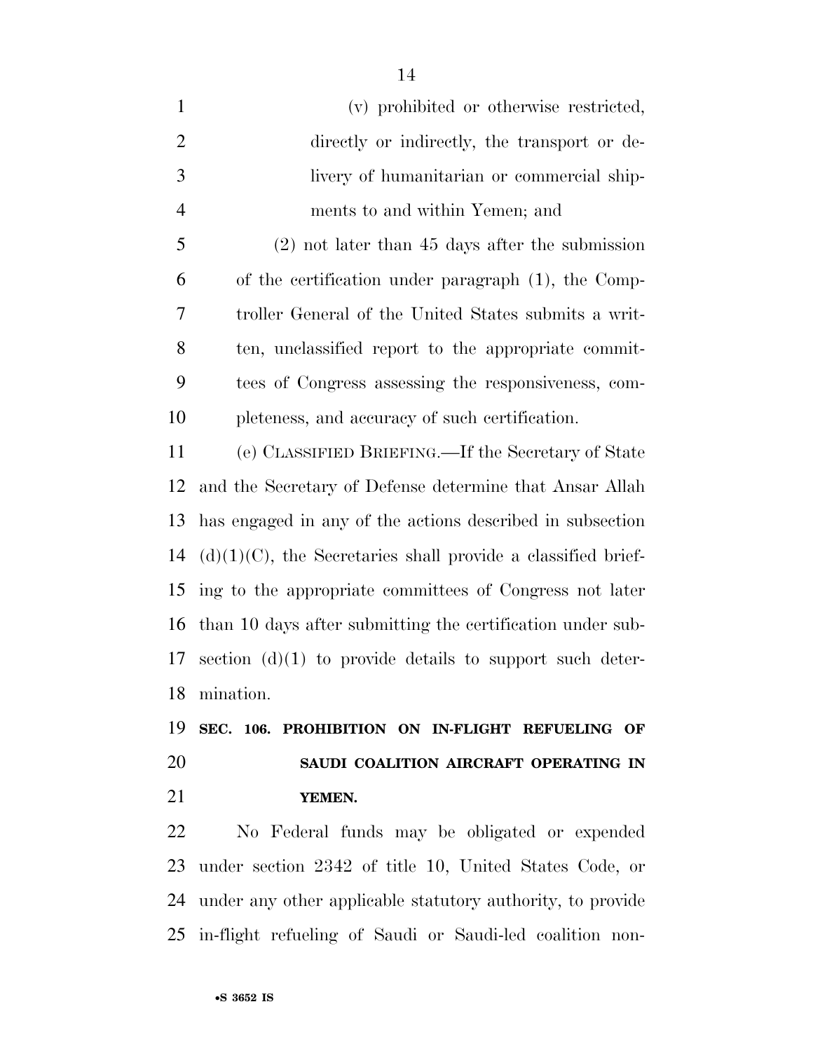(v) prohibited or otherwise restricted, directly or indirectly, the transport or delivery of humanitarian or commercial shipments to and within Yemen; and

(2) not later than 45 days after the submission of the certification under paragraph (1), the Comptroller General of the United States submits a written, unclassified report to the appropriate committees of Congress assessing the responsiveness, completeness, and accuracy of such certification.

(e) CLASSIFIED BRIEFING.—If the Secretary of State and the Secretary of Defense determine that Ansar Allah has engaged in any of the actions described in subsection (d)(1)(C), the Secretaries shall provide a classified briefing to the appropriate committees of Congress not later than 10 days after submitting the certification under subsection (d)(1) to provide details to support such determination.

### SEC. 106. PROHIBITION ON IN-FLIGHT REFUELING OF SAUDI COALITION AIRCRAFT OPERATING IN YEMEN.

No Federal funds may be obligated or expended under section 2342 of title 10, United States Code, or under any other applicable statutory authority, to provide in-flight refueling of Saudi or Saudi-led coalition non-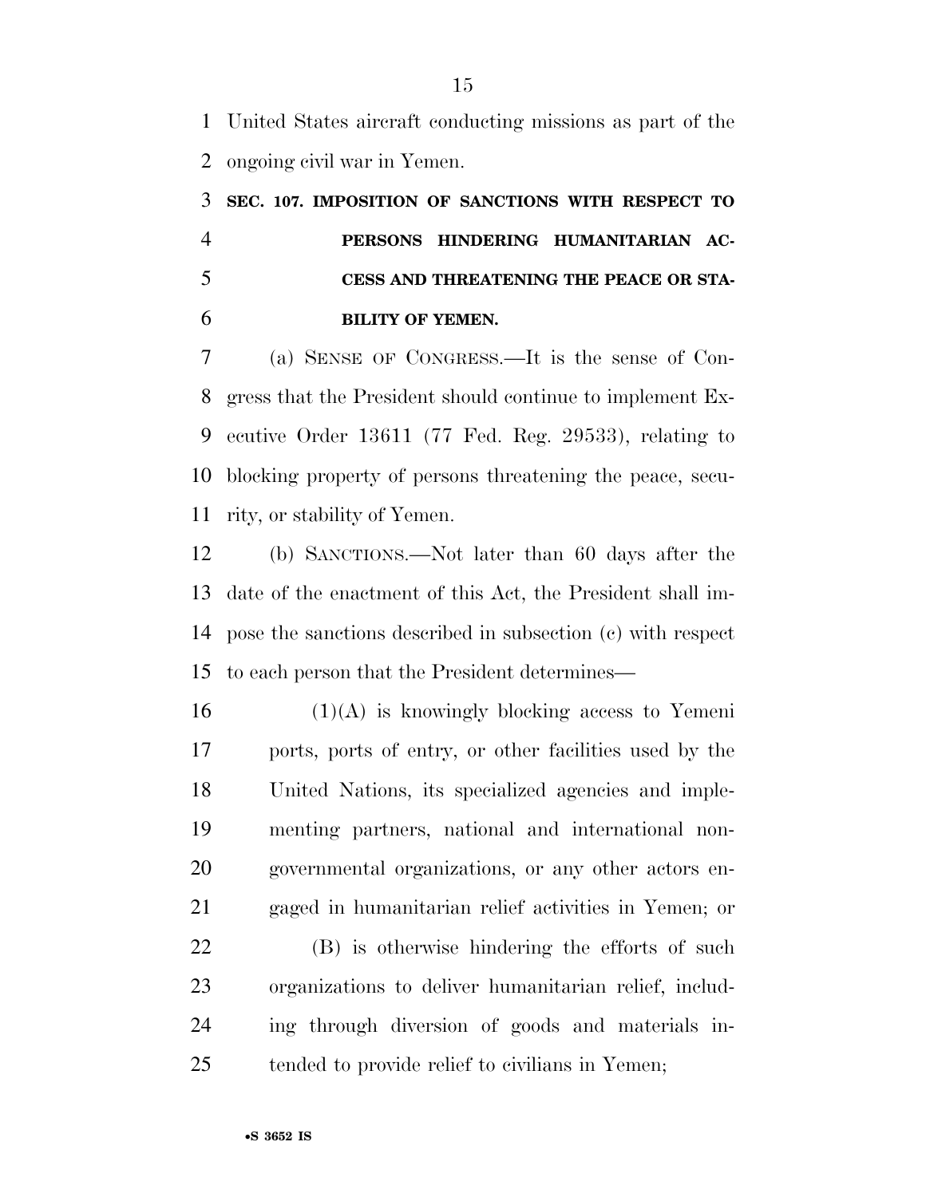United States aircraft conducting missions as part of the ongoing civil war in Yemen.

### SEC. 107. IMPOSITION OF SANCTIONS WITH RESPECT TO PERSONS HINDERING HUMANITARIAN ACCESS AND THREATENING THE PEACE OR STABILITY OF YEMEN.

(a) SENSE OF CONGRESS.—It is the sense of Congress that the President should continue to implement Executive Order 13611 (77 Fed. Reg. 29533), relating to blocking property of persons threatening the peace, security, or stability of Yemen.

(b) SANCTIONS.—Not later than 60 days after the date of the enactment of this Act, the President shall impose the sanctions described in subsection (c) with respect to each person that the President determines—

(1)(A) is knowingly blocking access to Yemeni ports, ports of entry, or other facilities used by the United Nations, its specialized agencies and implementing partners, national and international nongovernmental organizations, or any other actors engaged in humanitarian relief activities in Yemen; or

(B) is otherwise hindering the efforts of such organizations to deliver humanitarian relief, including through diversion of goods and materials intended to provide relief to civilians in Yemen;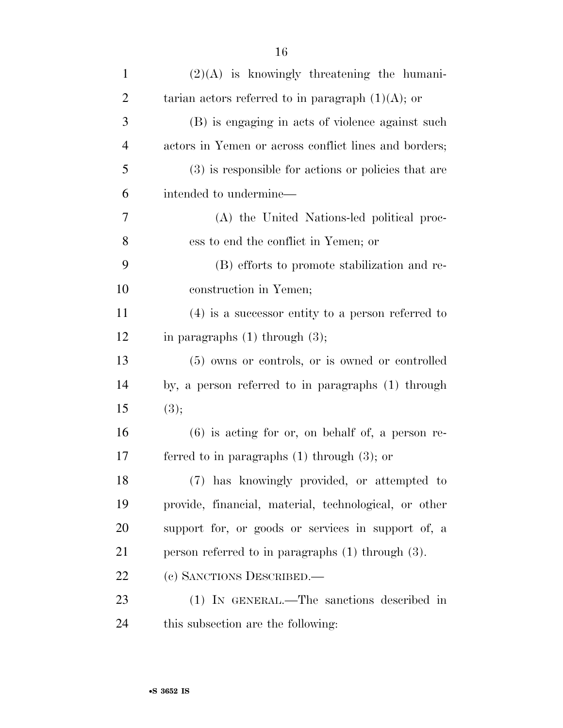(2)(A) is knowingly threatening the humanitarian actors referred to in paragraph (1)(A); or

(B) is engaging in acts of violence against such actors in Yemen or across conflict lines and borders;

(3) is responsible for actions or policies that are intended to undermine—

(A) the United Nations-led political process to end the conflict in Yemen; or

(B) efforts to promote stabilization and reconstruction in Yemen;

(4) is a successor entity to a person referred to in paragraphs (1) through (3);

(5) owns or controls, or is owned or controlled by, a person referred to in paragraphs (1) through (3);

(6) is acting for or, on behalf of, a person referred to in paragraphs (1) through (3); or

(7) has knowingly provided, or attempted to provide, financial, material, technological, or other support for, or goods or services in support of, a person referred to in paragraphs (1) through (3).

(c) SANCTIONS DESCRIBED.—

(1) IN GENERAL.—The sanctions described in this subsection are the following: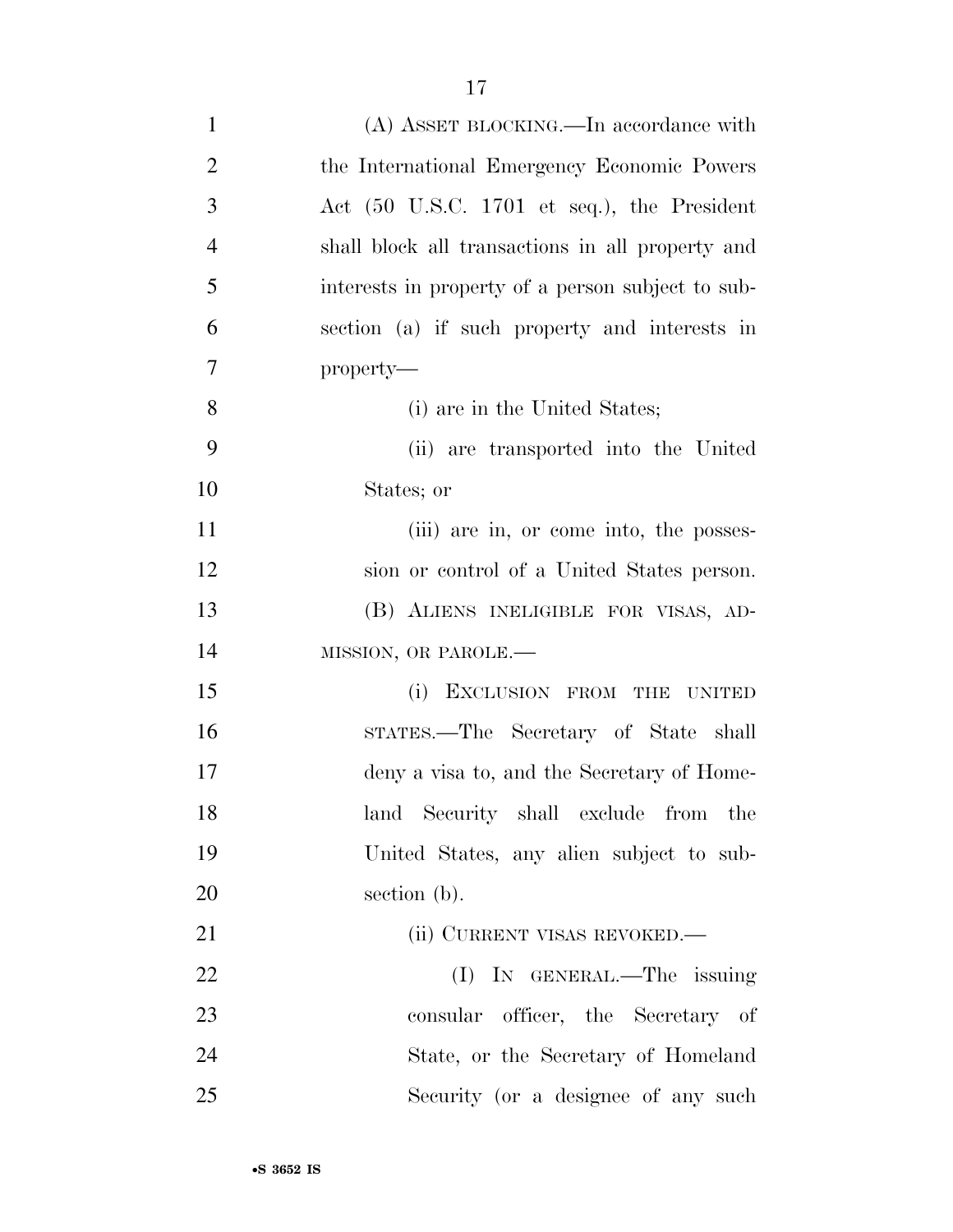(A) ASSET BLOCKING.—In accordance with the International Emergency Economic Powers Act (50 U.S.C. 1701 et seq.), the President shall block all transactions in all property and interests in property of a person subject to subsection (a) if such property and interests in property—

(i) are in the United States;

(ii) are transported into the United States; or

(iii) are in, or come into, the possession or control of a United States person.

(B) ALIENS INELIGIBLE FOR VISAS, ADMISSION, OR PAROLE.—

(i) EXCLUSION FROM THE UNITED STATES.—The Secretary of State shall deny a visa to, and the Secretary of Homeland Security shall exclude from the United States, any alien subject to subsection (b).

(ii) CURRENT VISAS REVOKED.—

(I) IN GENERAL.—The issuing consular officer, the Secretary of State, or the Secretary of Homeland Security (or a designee of any such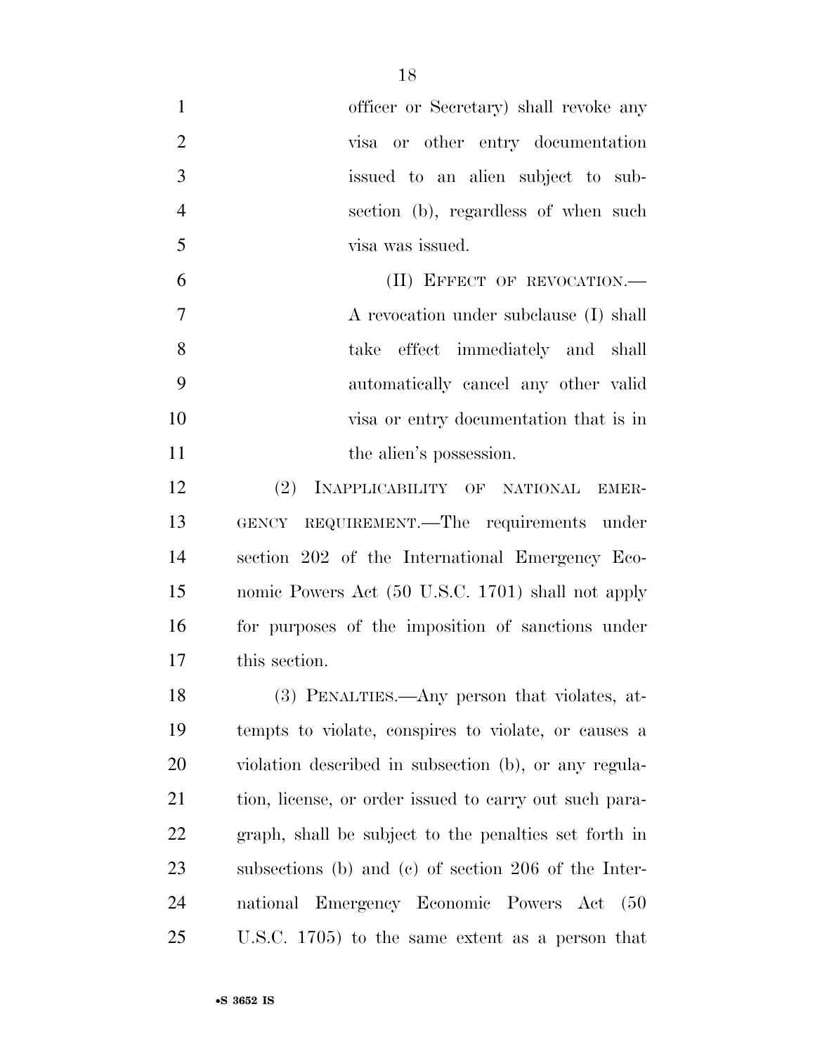officer or Secretary) shall revoke any visa or other entry documentation issued to an alien subject to subsection (b), regardless of when such visa was issued.

(II) EFFECT OF REVOCATION.—A revocation under subclause (I) shall take effect immediately and shall automatically cancel any other valid visa or entry documentation that is in the alien's possession.

(2) INAPPLICABILITY OF NATIONAL EMERGENCY REQUIREMENT.—The requirements under section 202 of the International Emergency Economic Powers Act (50 U.S.C. 1701) shall not apply for purposes of the imposition of sanctions under this section.

(3) PENALTIES.—Any person that violates, attempts to violate, conspires to violate, or causes a violation described in subsection (b), or any regulation, license, or order issued to carry out such paragraph, shall be subject to the penalties set forth in subsections (b) and (c) of section 206 of the International Emergency Economic Powers Act (50 U.S.C. 1705) to the same extent as a person that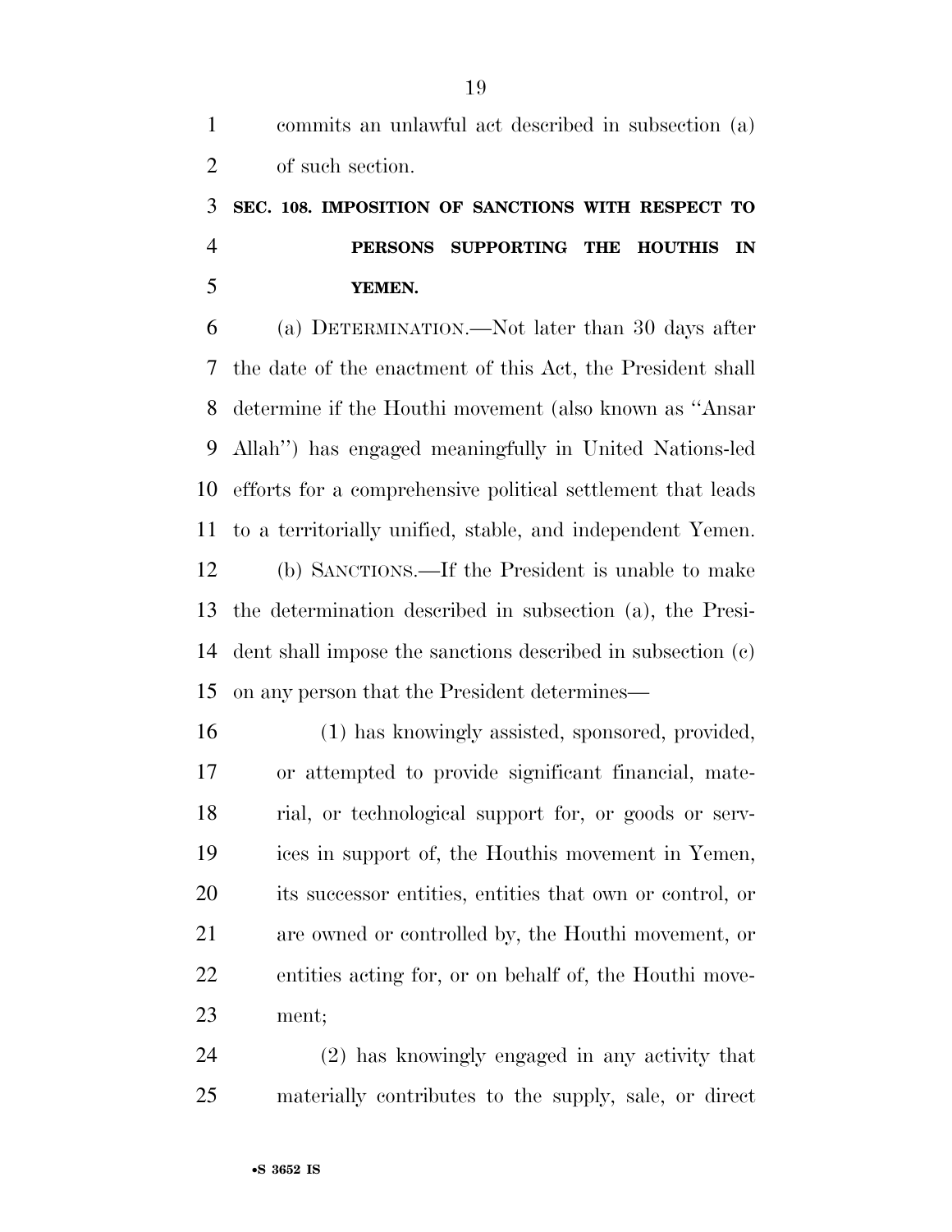commits an unlawful act described in subsection (a) of such section.

**SEC. 108. IMPOSITION OF SANCTIONS WITH RESPECT TO PERSONS SUPPORTING THE HOUTHIS IN YEMEN.**

(a) DETERMINATION.—Not later than 30 days after the date of the enactment of this Act, the President shall determine if the Houthi movement (also known as ''Ansar Allah'') has engaged meaningfully in United Nations-led efforts for a comprehensive political settlement that leads to a territorially unified, stable, and independent Yemen.

(b) SANCTIONS.—If the President is unable to make the determination described in subsection (a), the President shall impose the sanctions described in subsection (c) on any person that the President determines—

(1) has knowingly assisted, sponsored, provided, or attempted to provide significant financial, material, or technological support for, or goods or services in support of, the Houthis movement in Yemen, its successor entities, entities that own or control, or are owned or controlled by, the Houthi movement, or entities acting for, or on behalf of, the Houthi movement;

(2) has knowingly engaged in any activity that materially contributes to the supply, sale, or direct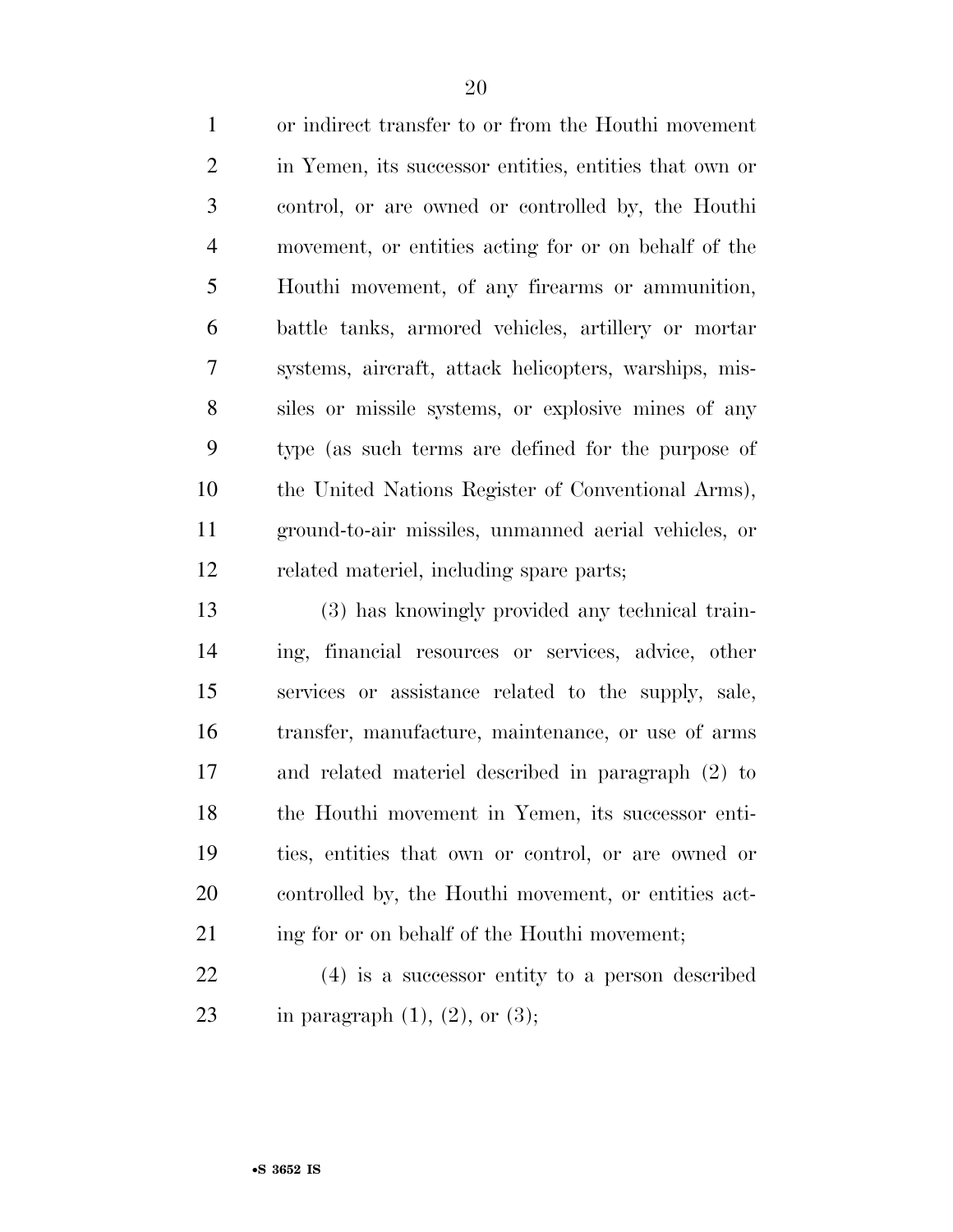or indirect transfer to or from the Houthi movement in Yemen, its successor entities, entities that own or control, or are owned or controlled by, the Houthi movement, or entities acting for or on behalf of the Houthi movement, of any firearms or ammunition, battle tanks, armored vehicles, artillery or mortar systems, aircraft, attack helicopters, warships, missiles or missile systems, or explosive mines of any type (as such terms are defined for the purpose of the United Nations Register of Conventional Arms), ground-to-air missiles, unmanned aerial vehicles, or related materiel, including spare parts;

(3) has knowingly provided any technical training, financial resources or services, advice, other services or assistance related to the supply, sale, transfer, manufacture, maintenance, or use of arms and related materiel described in paragraph (2) to the Houthi movement in Yemen, its successor entities, entities that own or control, or are owned or controlled by, the Houthi movement, or entities acting for or on behalf of the Houthi movement;

(4) is a successor entity to a person described in paragraph (1), (2), or (3);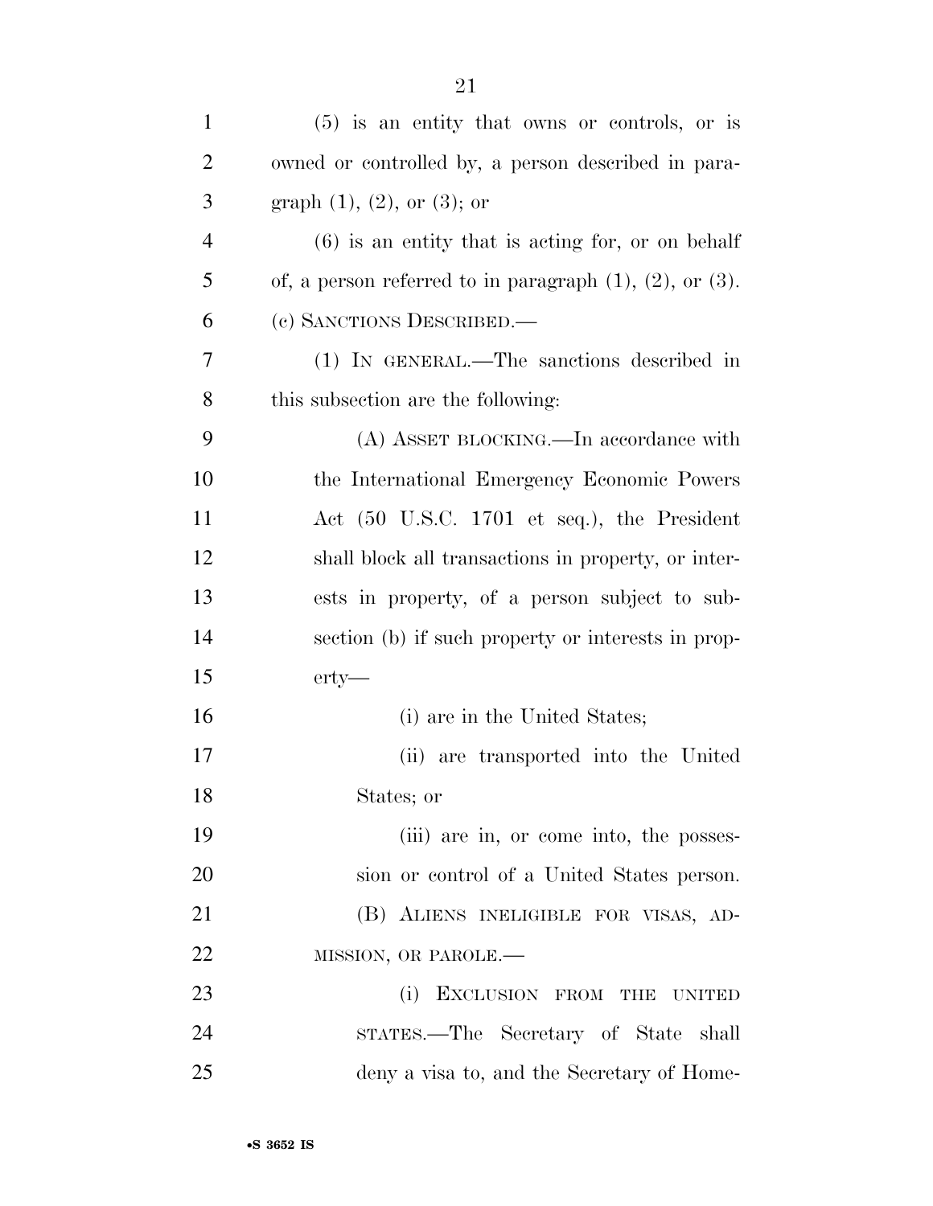(5) is an entity that owns or controls, or is owned or controlled by, a person described in paragraph (1), (2), or (3); or

(6) is an entity that is acting for, or on behalf of, a person referred to in paragraph (1), (2), or (3).

(c) SANCTIONS DESCRIBED.—

(1) IN GENERAL.—The sanctions described in this subsection are the following:

(A) ASSET BLOCKING.—In accordance with the International Emergency Economic Powers Act (50 U.S.C. 1701 et seq.), the President shall block all transactions in property, or interests in property, of a person subject to subsection (b) if such property or interests in property—

(i) are in the United States;

(ii) are transported into the United States; or

(iii) are in, or come into, the possession or control of a United States person.

(B) ALIENS INELIGIBLE FOR VISAS, ADMISSION, OR PAROLE.—

(i) EXCLUSION FROM THE UNITED STATES.—The Secretary of State shall deny a visa to, and the Secretary of Home-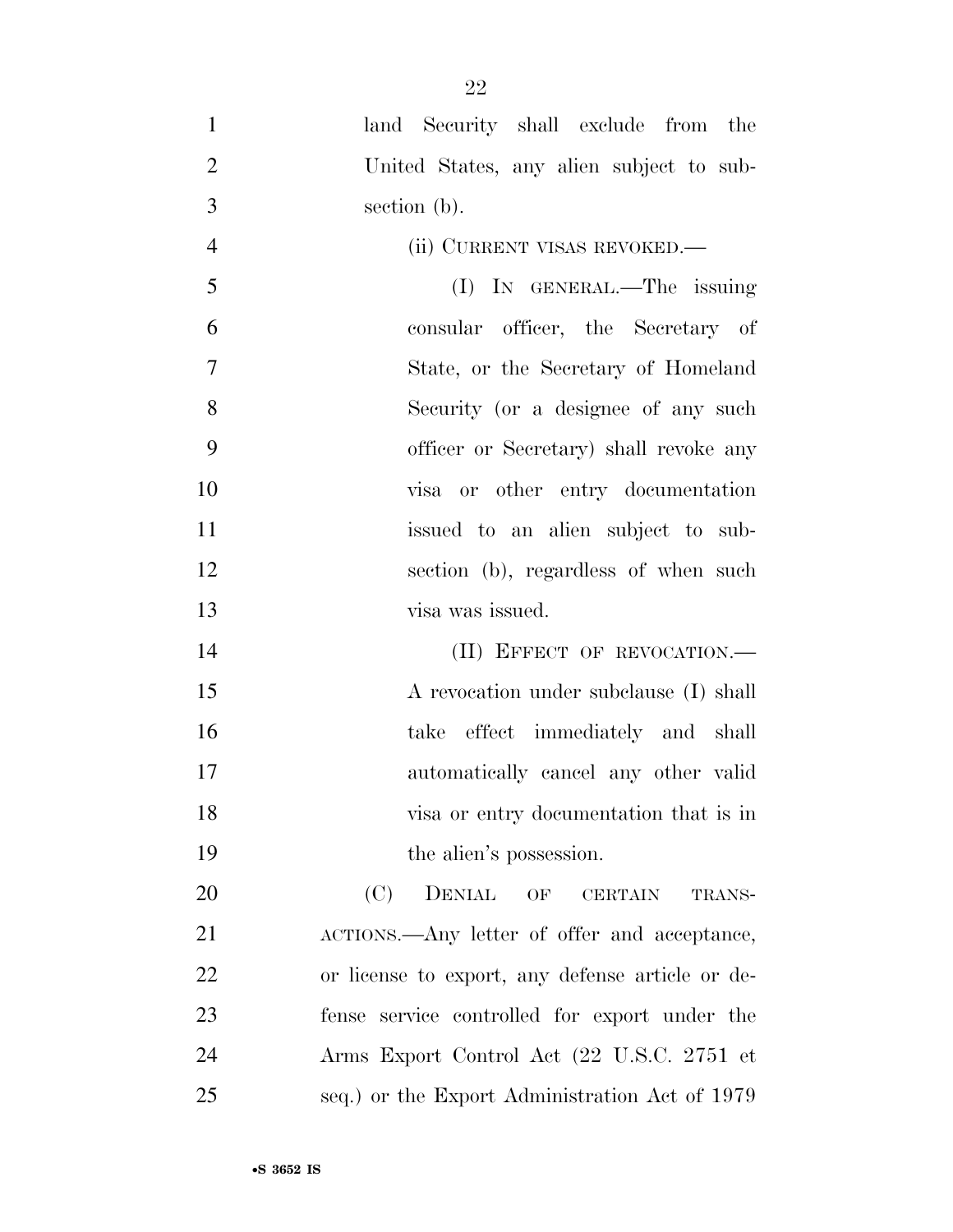land Security shall exclude from the United States, any alien subject to subsection (b).

(ii) CURRENT VISAS REVOKED.—

(I) IN GENERAL.—The issuing consular officer, the Secretary of State, or the Secretary of Homeland Security (or a designee of any such officer or Secretary) shall revoke any visa or other entry documentation issued to an alien subject to subsection (b), regardless of when such visa was issued.

(II) EFFECT OF REVOCATION.— A revocation under subclause (I) shall take effect immediately and shall automatically cancel any other valid visa or entry documentation that is in the alien's possession.

(C) DENIAL OF CERTAIN TRANSACTIONS.—Any letter of offer and acceptance, or license to export, any defense article or defense service controlled for export under the Arms Export Control Act (22 U.S.C. 2751 et seq.) or the Export Administration Act of 1979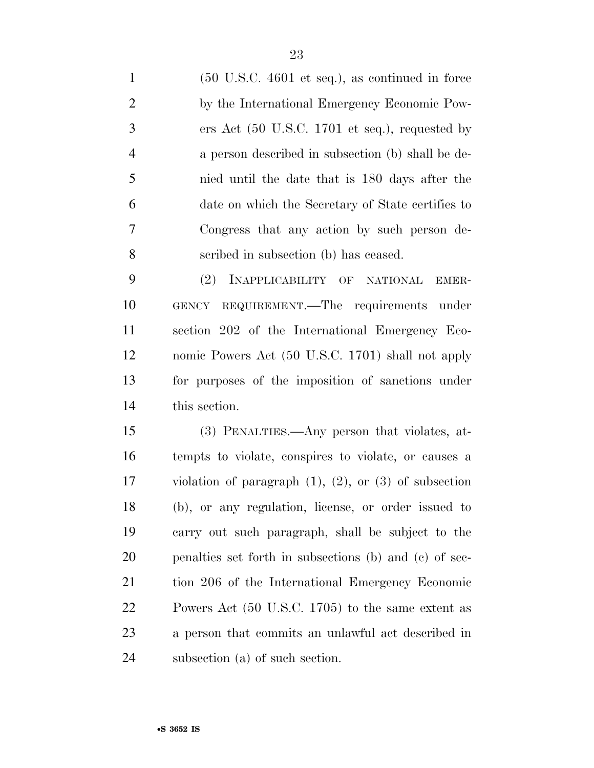(50 U.S.C. 4601 et seq.), as continued in force by the International Emergency Economic Powers Act (50 U.S.C. 1701 et seq.), requested by a person described in subsection (b) shall be denied until the date that is 180 days after the date on which the Secretary of State certifies to Congress that any action by such person described in subsection (b) has ceased.

(2) INAPPLICABILITY OF NATIONAL EMERGENCY REQUIREMENT.—The requirements under section 202 of the International Emergency Economic Powers Act (50 U.S.C. 1701) shall not apply for purposes of the imposition of sanctions under this section.

(3) PENALTIES.—Any person that violates, attempts to violate, conspires to violate, or causes a violation of paragraph (1), (2), or (3) of subsection (b), or any regulation, license, or order issued to carry out such paragraph, shall be subject to the penalties set forth in subsections (b) and (c) of section 206 of the International Emergency Economic Powers Act (50 U.S.C. 1705) to the same extent as a person that commits an unlawful act described in subsection (a) of such section.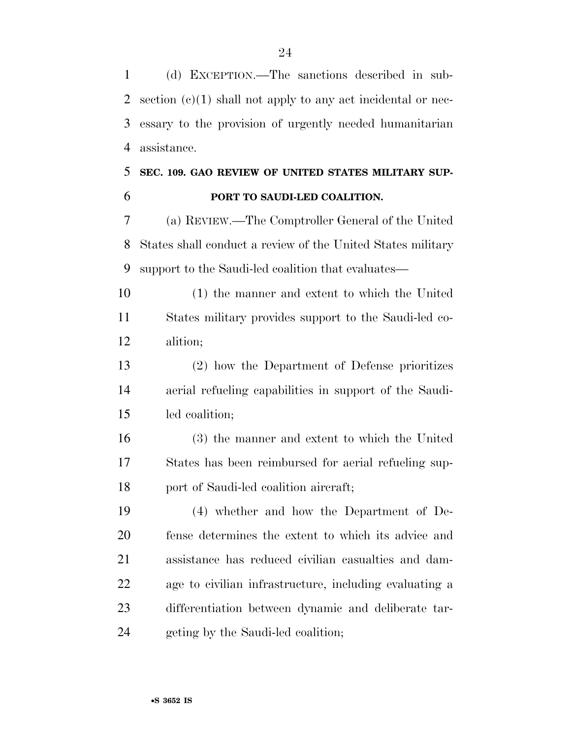(d) EXCEPTION.—The sanctions described in subsection (c)(1) shall not apply to any act incidental or necessary to the provision of urgently needed humanitarian assistance.

## SEC. 109. GAO REVIEW OF UNITED STATES MILITARY SUPPORT TO SAUDI-LED COALITION.

(a) REVIEW.—The Comptroller General of the United States shall conduct a review of the United States military support to the Saudi-led coalition that evaluates—

(1) the manner and extent to which the United States military provides support to the Saudi-led coalition;

(2) how the Department of Defense prioritizes aerial refueling capabilities in support of the Saudi-led coalition;

(3) the manner and extent to which the United States has been reimbursed for aerial refueling support of Saudi-led coalition aircraft;

(4) whether and how the Department of Defense determines the extent to which its advice and assistance has reduced civilian casualties and damage to civilian infrastructure, including evaluating a differentiation between dynamic and deliberate targeting by the Saudi-led coalition;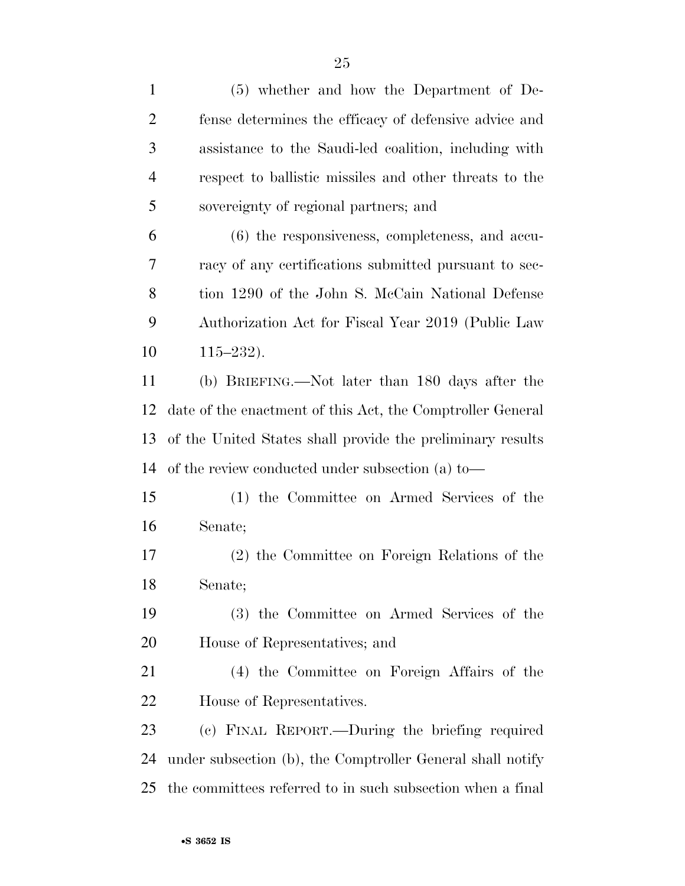(5) whether and how the Department of Defense determines the efficacy of defensive advice and assistance to the Saudi-led coalition, including with respect to ballistic missiles and other threats to the sovereignty of regional partners; and

(6) the responsiveness, completeness, and accuracy of any certifications submitted pursuant to section 1290 of the John S. McCain National Defense Authorization Act for Fiscal Year 2019 (Public Law 115–232).

(b) BRIEFING.—Not later than 180 days after the date of the enactment of this Act, the Comptroller General of the United States shall provide the preliminary results of the review conducted under subsection (a) to—

(1) the Committee on Armed Services of the Senate;

(2) the Committee on Foreign Relations of the Senate;

(3) the Committee on Armed Services of the House of Representatives; and

(4) the Committee on Foreign Affairs of the House of Representatives.

(c) FINAL REPORT.—During the briefing required under subsection (b), the Comptroller General shall notify the committees referred to in such subsection when a final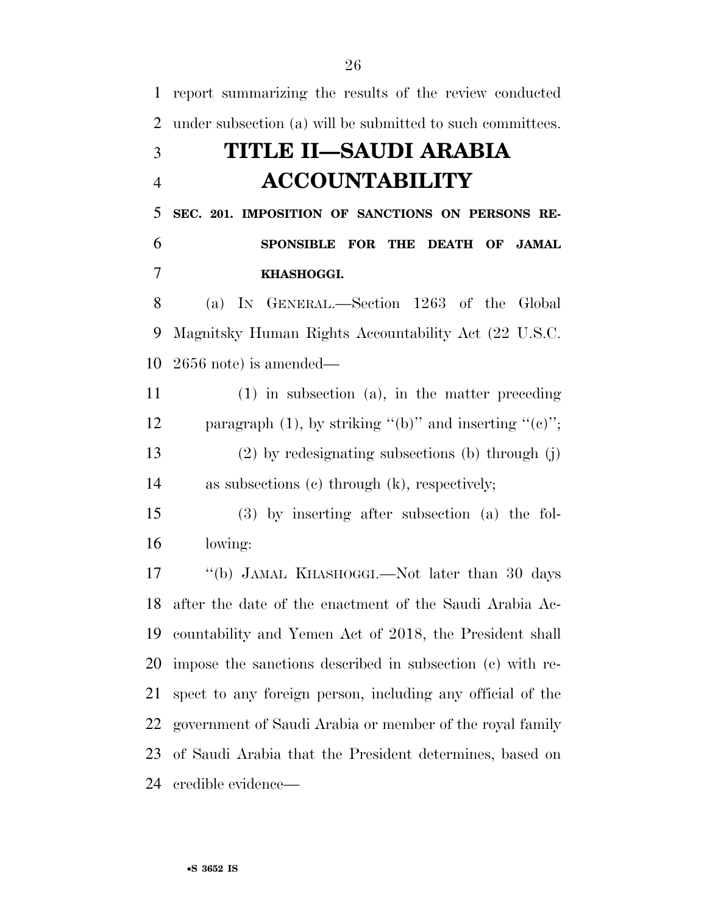report summarizing the results of the review conducted under subsection (a) will be submitted to such committees.

# TITLE II—SAUDI ARABIA ACCOUNTABILITY

### SEC. 201. IMPOSITION OF SANCTIONS ON PERSONS RESPONSIBLE FOR THE DEATH OF JAMAL KHASHOGGI.

(a) IN GENERAL.—Section 1263 of the Global Magnitsky Human Rights Accountability Act (22 U.S.C. 2656 note) is amended—

(1) in subsection (a), in the matter preceding paragraph (1), by striking "(b)" and inserting "(c)";

(2) by redesignating subsections (b) through (j) as subsections (c) through (k), respectively;

(3) by inserting after subsection (a) the following:

"(b) JAMAL KHASHOGGI.—Not later than 30 days after the date of the enactment of the Saudi Arabia Accountability and Yemen Act of 2018, the President shall impose the sanctions described in subsection (c) with respect to any foreign person, including any official of the government of Saudi Arabia or member of the royal family of Saudi Arabia that the President determines, based on credible evidence—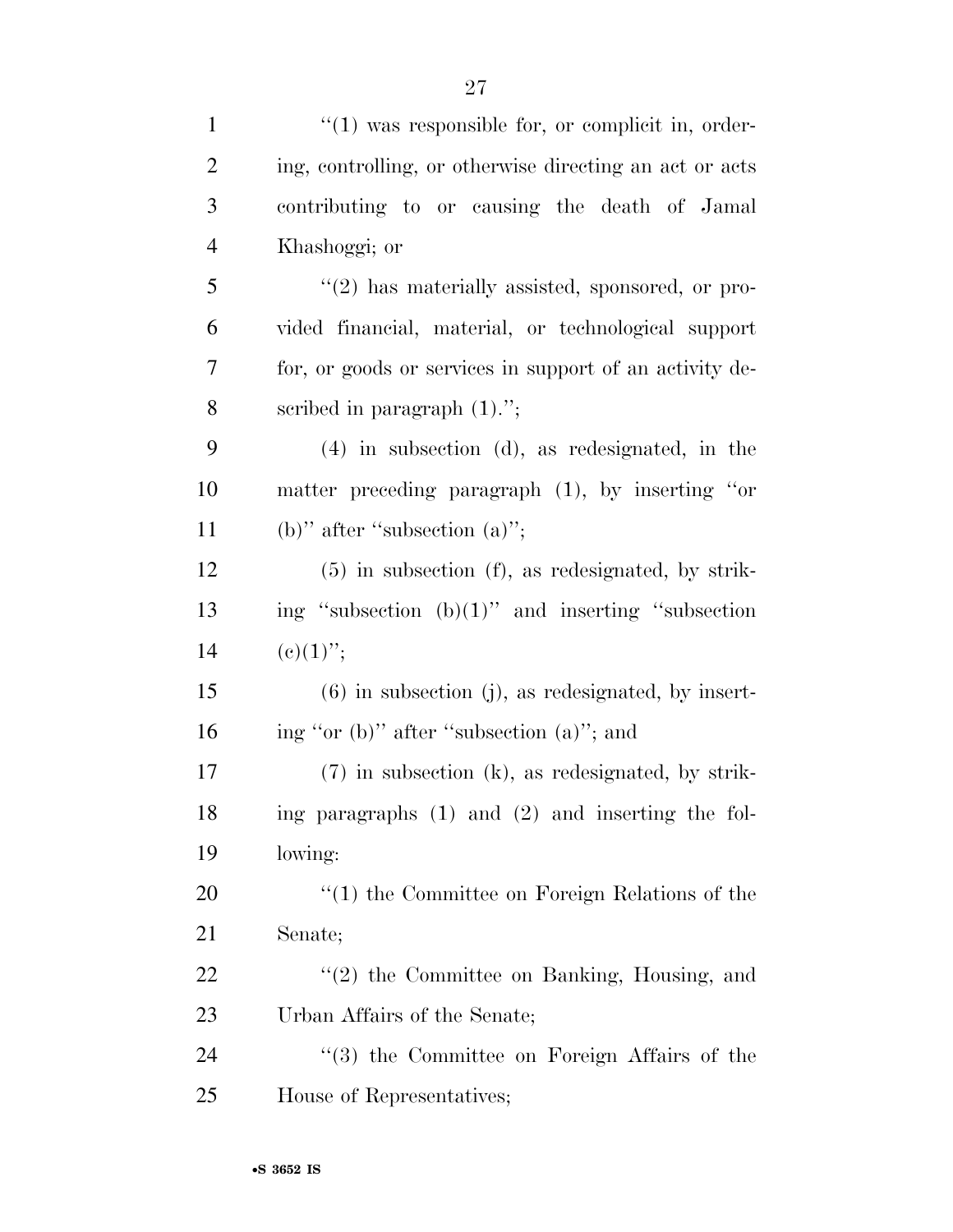"(1) was responsible for, or complicit in, ordering, controlling, or otherwise directing an act or acts contributing to or causing the death of Jamal Khashoggi; or

"(2) has materially assisted, sponsored, or provided financial, material, or technological support for, or goods or services in support of an activity described in paragraph (1).";

(4) in subsection (d), as redesignated, in the matter preceding paragraph (1), by inserting "or (b)" after "subsection (a)";

(5) in subsection (f), as redesignated, by striking "subsection (b)(1)" and inserting "subsection (c)(1)";

(6) in subsection (j), as redesignated, by inserting "or (b)" after "subsection (a)"; and

(7) in subsection (k), as redesignated, by striking paragraphs (1) and (2) and inserting the following:

"(1) the Committee on Foreign Relations of the Senate;

"(2) the Committee on Banking, Housing, and Urban Affairs of the Senate;

"(3) the Committee on Foreign Affairs of the House of Representatives;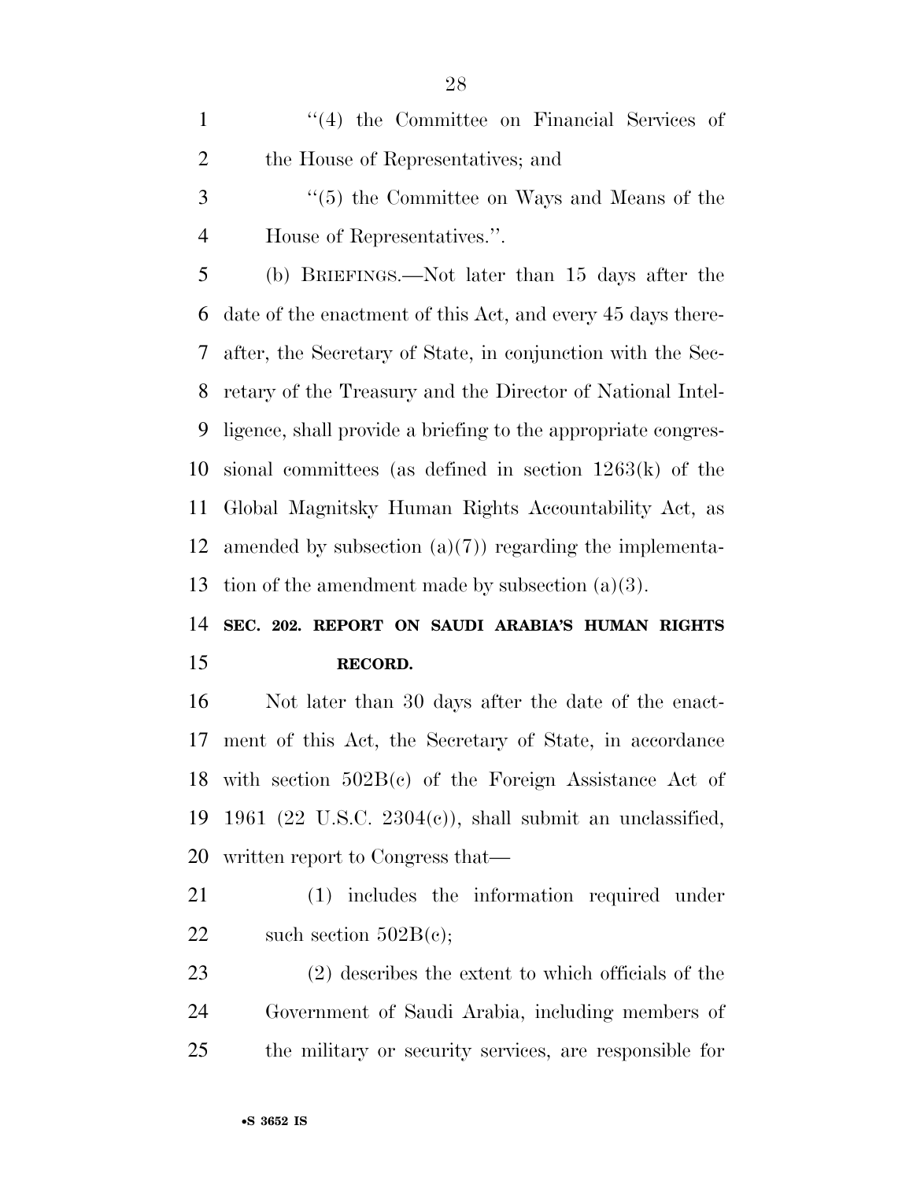"(4) the Committee on Financial Services of the House of Representatives; and

"(5) the Committee on Ways and Means of the House of Representatives.".

(b) BRIEFINGS.—Not later than 15 days after the date of the enactment of this Act, and every 45 days thereafter, the Secretary of State, in conjunction with the Secretary of the Treasury and the Director of National Intelligence, shall provide a briefing to the appropriate congressional committees (as defined in section 1263(k) of the Global Magnitsky Human Rights Accountability Act, as amended by subsection (a)(7)) regarding the implementation of the amendment made by subsection (a)(3).

## SEC. 202. REPORT ON SAUDI ARABIA'S HUMAN RIGHTS RECORD.

Not later than 30 days after the date of the enactment of this Act, the Secretary of State, in accordance with section 502B(c) of the Foreign Assistance Act of 1961 (22 U.S.C. 2304(c)), shall submit an unclassified, written report to Congress that—

(1) includes the information required under such section 502B(c);

(2) describes the extent to which officials of the Government of Saudi Arabia, including members of the military or security services, are responsible for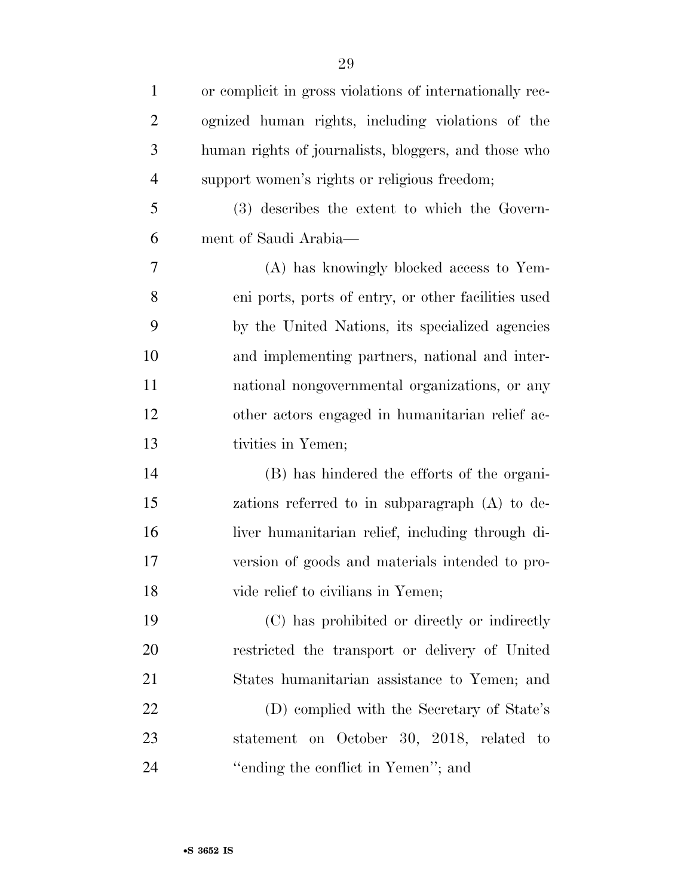or complicit in gross violations of internationally recognized human rights, including violations of the human rights of journalists, bloggers, and those who support women's rights or religious freedom;

(3) describes the extent to which the Government of Saudi Arabia—

(A) has knowingly blocked access to Yemeni ports, ports of entry, or other facilities used by the United Nations, its specialized agencies and implementing partners, national and international nongovernmental organizations, or any other actors engaged in humanitarian relief activities in Yemen;

(B) has hindered the efforts of the organizations referred to in subparagraph (A) to deliver humanitarian relief, including through diversion of goods and materials intended to provide relief to civilians in Yemen;

(C) has prohibited or directly or indirectly restricted the transport or delivery of United States humanitarian assistance to Yemen; and

(D) complied with the Secretary of State's statement on October 30, 2018, related to "ending the conflict in Yemen"; and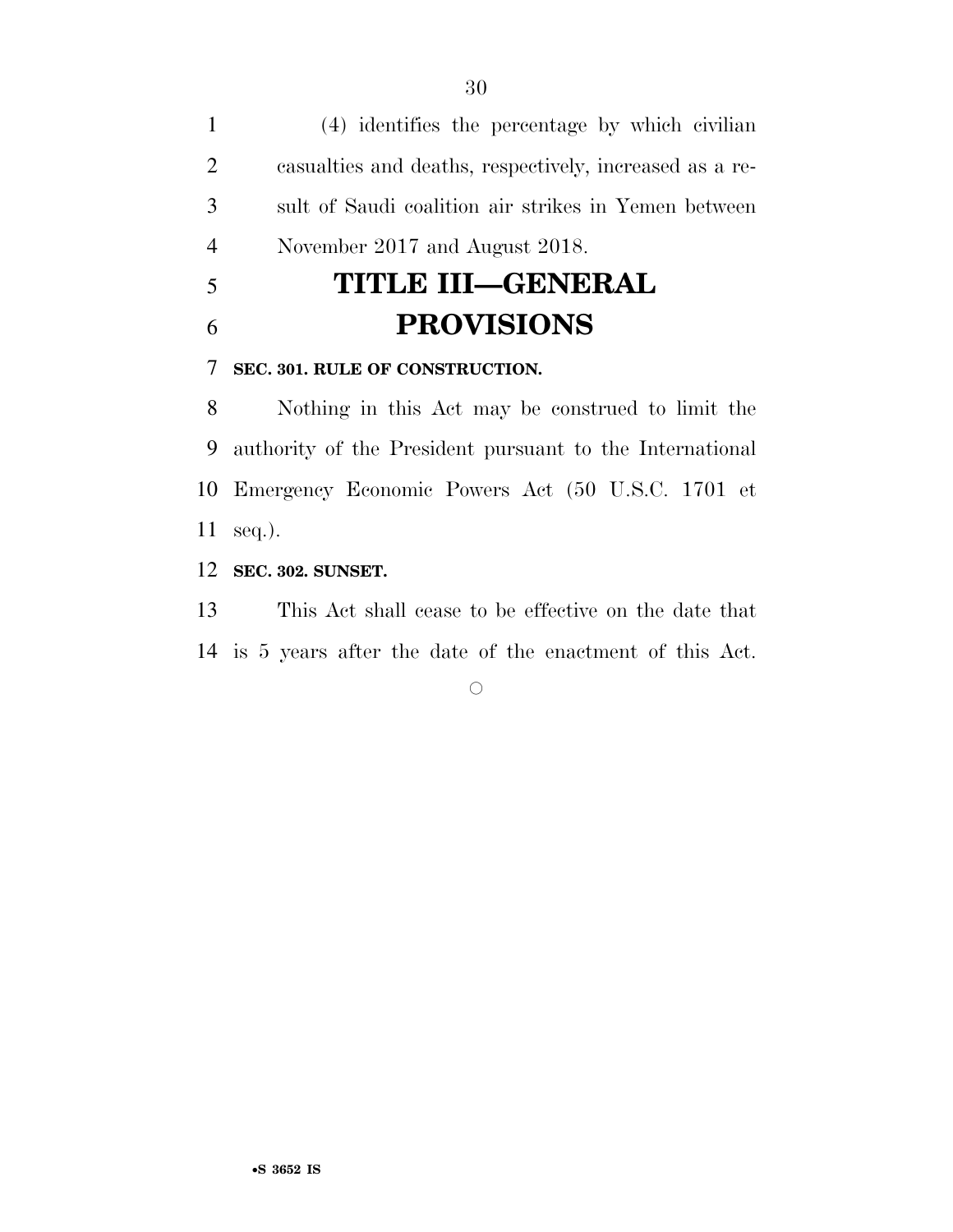(4) identifies the percentage by which civilian casualties and deaths, respectively, increased as a result of Saudi coalition air strikes in Yemen between November 2017 and August 2018.

# TITLE III—GENERAL PROVISIONS

**SEC. 301. RULE OF CONSTRUCTION.**

Nothing in this Act may be construed to limit the authority of the President pursuant to the International Emergency Economic Powers Act (50 U.S.C. 1701 et seq.).

**SEC. 302. SUNSET.**

This Act shall cease to be effective on the date that is 5 years after the date of the enactment of this Act.

○